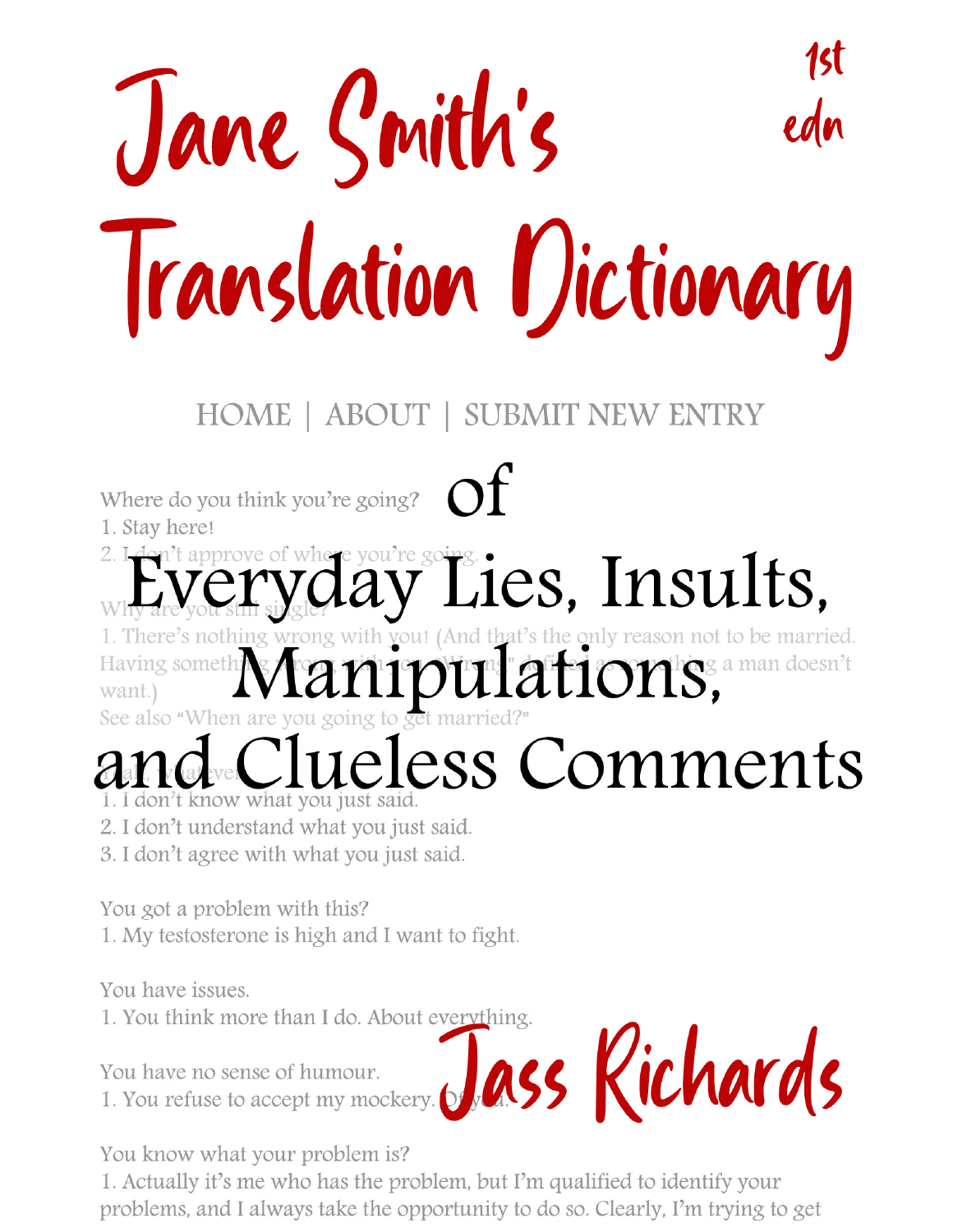# Jane Smith's Translation Dictionary

1st edn

HOME | ABOUT | SUBMIT NEW ENTRY

## of Everyday Lies, Insults, Manipulations, and Clueless Comments

Where do you think you're going?
1. Stay here!
2. I don't approve of where you're going.

Why are you still single?
1. There's nothing wrong with you! (And that's the only reason not to be married. Having something wrong with you, "wrong" defined as something a man doesn't want.)
See also "When are you going to get married?"

Yeah, whatever.
1. I don't know what you just said.
2. I don't understand what you just said.
3. I don't agree with what you just said.

You got a problem with this?
1. My testosterone is high and I want to fight.

You have issues.
1. You think more than I do. About everything.

You have no sense of humour.
1. You refuse to accept my mockery. Of you.

You know what your problem is?
1. Actually it's me who has the problem, but I'm qualified to identify your problems, and I always take the opportunity to do so. Clearly, I'm trying to get

**Jass Richards**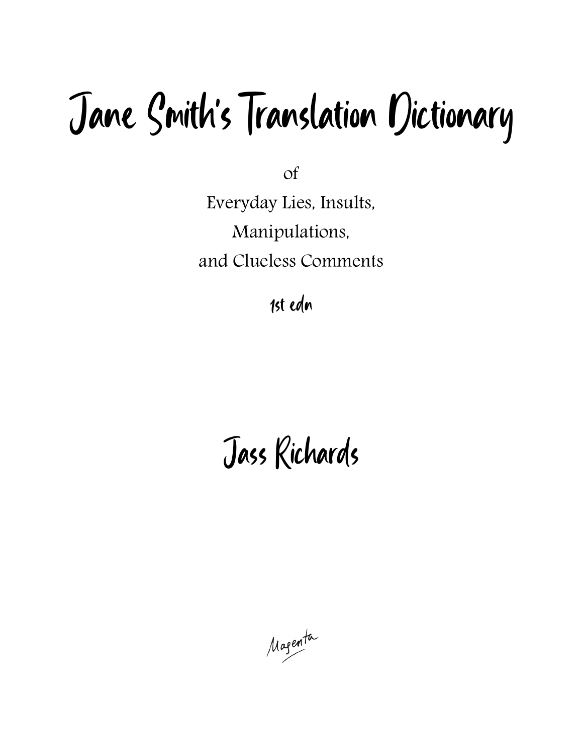# Jane Smith's Translation Dictionary

of

Everyday Lies, Insults,

Manipulations,

and Clueless Comments

1st edn

## Jass Richards

Magenta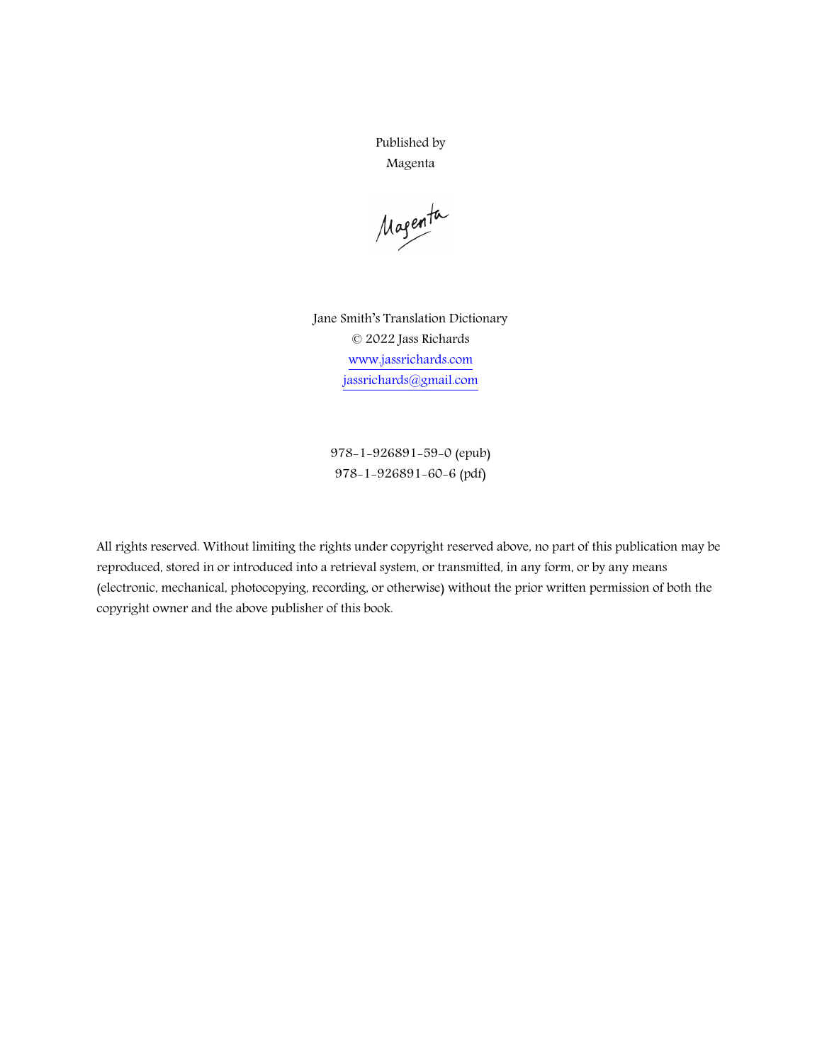Published by
Magenta

Magenta

Jane Smith's Translation Dictionary
© 2022 Jass Richards
www.jassrichards.com
jassrichards@gmail.com

978-1-926891-59-0 (epub)
978-1-926891-60-6 (pdf)

All rights reserved. Without limiting the rights under copyright reserved above, no part of this publication may be reproduced, stored in or introduced into a retrieval system, or transmitted, in any form, or by any means (electronic, mechanical, photocopying, recording, or otherwise) without the prior written permission of both the copyright owner and the above publisher of this book.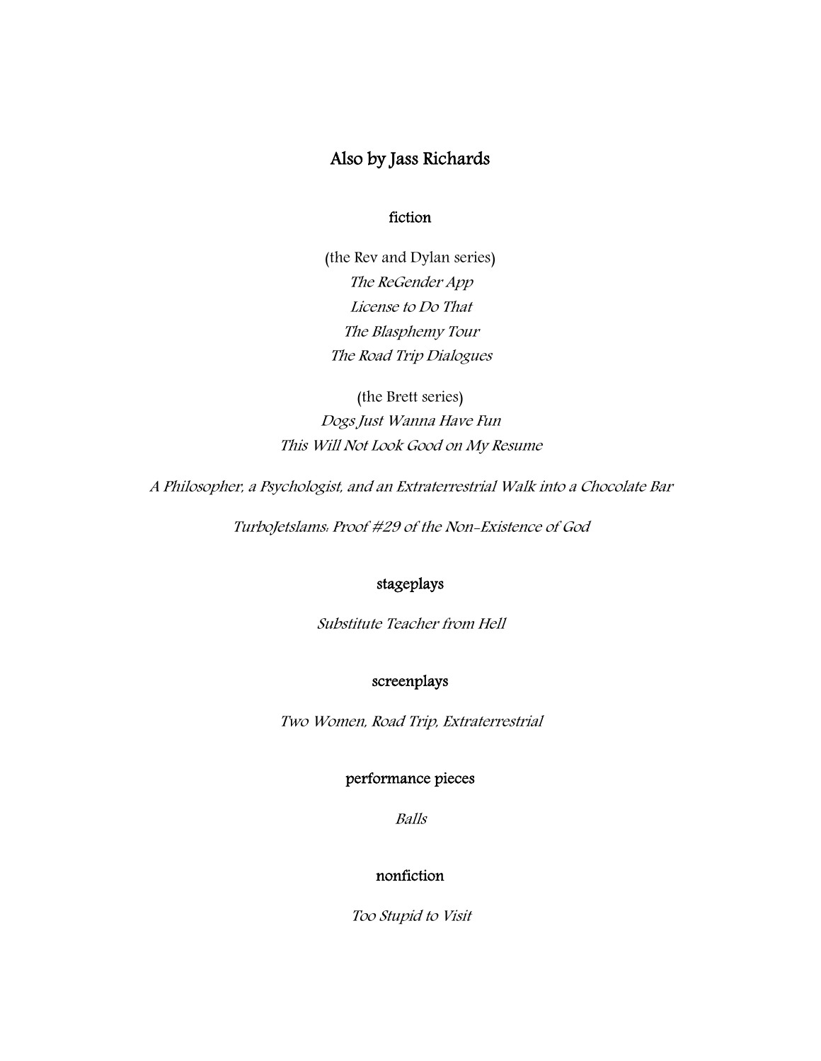# Also by Jass Richards

## fiction

(the Rev and Dylan series)
*The ReGender App*
*License to Do That*
*The Blasphemy Tour*
*The Road Trip Dialogues*

(the Brett series)
*Dogs Just Wanna Have Fun*
*This Will Not Look Good on My Resume*

*A Philosopher, a Psychologist, and an Extraterrestrial Walk into a Chocolate Bar*

*TurboJetslams: Proof #29 of the Non-Existence of God*

## stageplays

*Substitute Teacher from Hell*

## screenplays

*Two Women, Road Trip, Extraterrestrial*

## performance pieces

*Balls*

## nonfiction

*Too Stupid to Visit*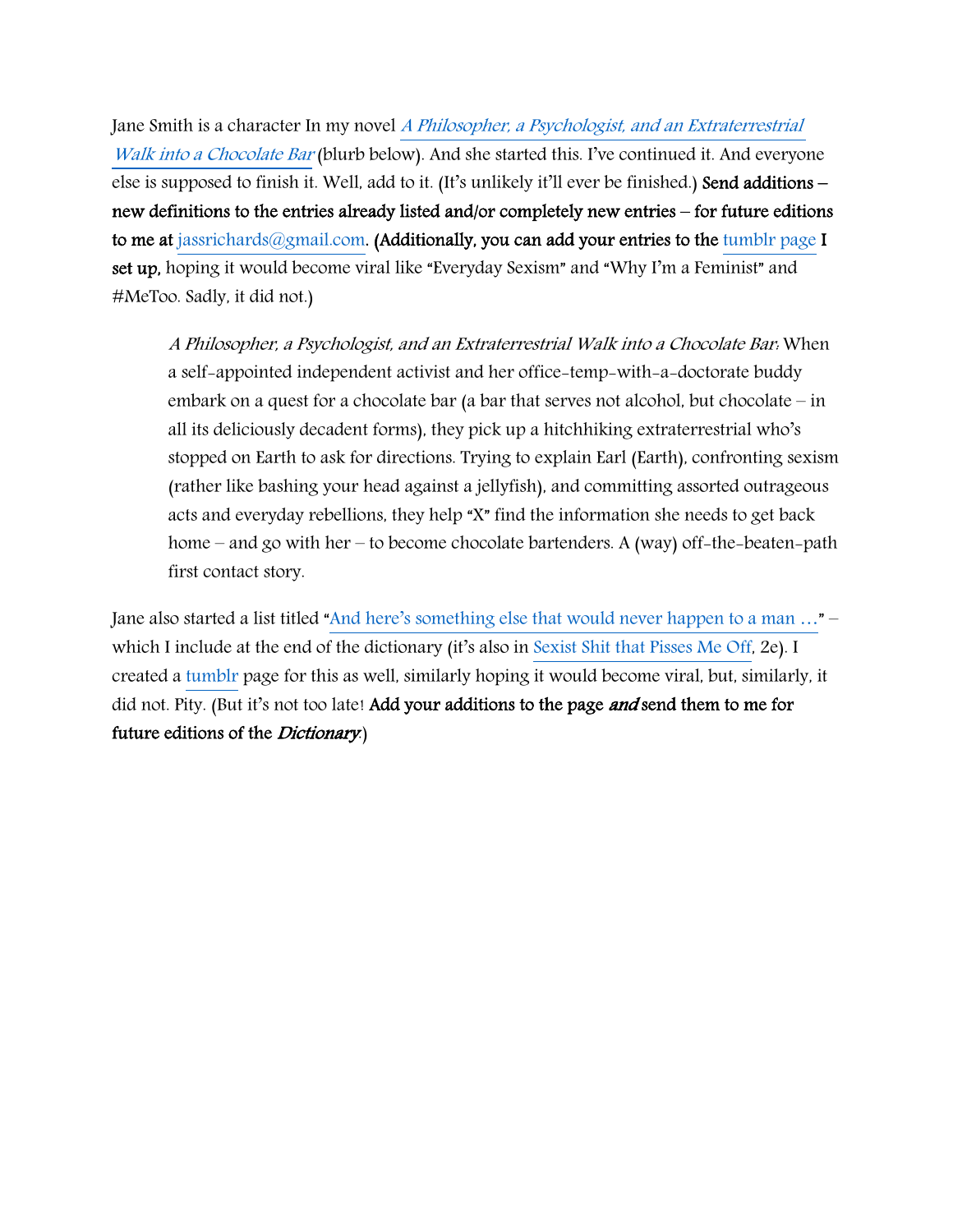Jane Smith is a character In my novel *A Philosopher, a Psychologist, and an Extraterrestrial Walk into a Chocolate Bar* (blurb below). And she started this. I've continued it. And everyone else is supposed to finish it. Well, add to it. (It's unlikely it'll ever be finished.) **Send additions – new definitions to the entries already listed and/or completely new entries – for future editions to me at jassrichards@gmail.com. (Additionally, you can add your entries to the tumblr page I set up,** hoping it would become viral like "Everyday Sexism" and "Why I'm a Feminist" and #MeToo. Sadly, it did not.)

> *A Philosopher, a Psychologist, and an Extraterrestrial Walk into a Chocolate Bar*: When a self-appointed independent activist and her office-temp-with-a-doctorate buddy embark on a quest for a chocolate bar (a bar that serves not alcohol, but chocolate – in all its deliciously decadent forms), they pick up a hitchhiking extraterrestrial who's stopped on Earth to ask for directions. Trying to explain Earl (Earth), confronting sexism (rather like bashing your head against a jellyfish), and committing assorted outrageous acts and everyday rebellions, they help "X" find the information she needs to get back home – and go with her – to become chocolate bartenders. A (way) off-the-beaten-path first contact story.

Jane also started a list titled "And here's something else that would never happen to a man …" – which I include at the end of the dictionary (it's also in Sexist Shit that Pisses Me Off, 2e). I created a tumblr page for this as well, similarly hoping it would become viral, but, similarly, it did not. Pity. (But it's not too late! **Add your additions to the page *and* send them to me for future editions of the *Dictionary*.**)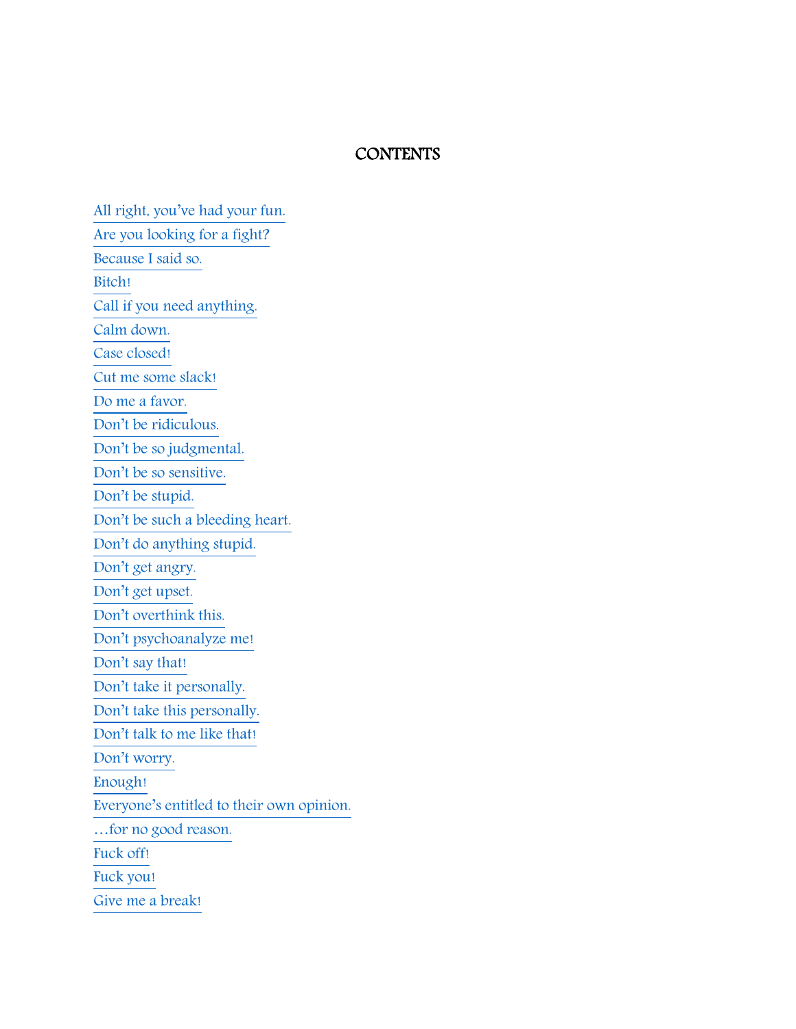# CONTENTS

All right, you've had your fun.

Are you looking for a fight?

Because I said so.

Bitch!

Call if you need anything.

Calm down.

Case closed!

Cut me some slack!

Do me a favor.

Don't be ridiculous.

Don't be so judgmental.

Don't be so sensitive.

Don't be stupid.

Don't be such a bleeding heart.

Don't do anything stupid.

Don't get angry.

Don't get upset.

Don't overthink this.

Don't psychoanalyze me!

Don't say that!

Don't take it personally.

Don't take this personally.

Don't talk to me like that!

Don't worry.

Enough!

Everyone's entitled to their own opinion.

…for no good reason.

Fuck off!

Fuck you!

Give me a break!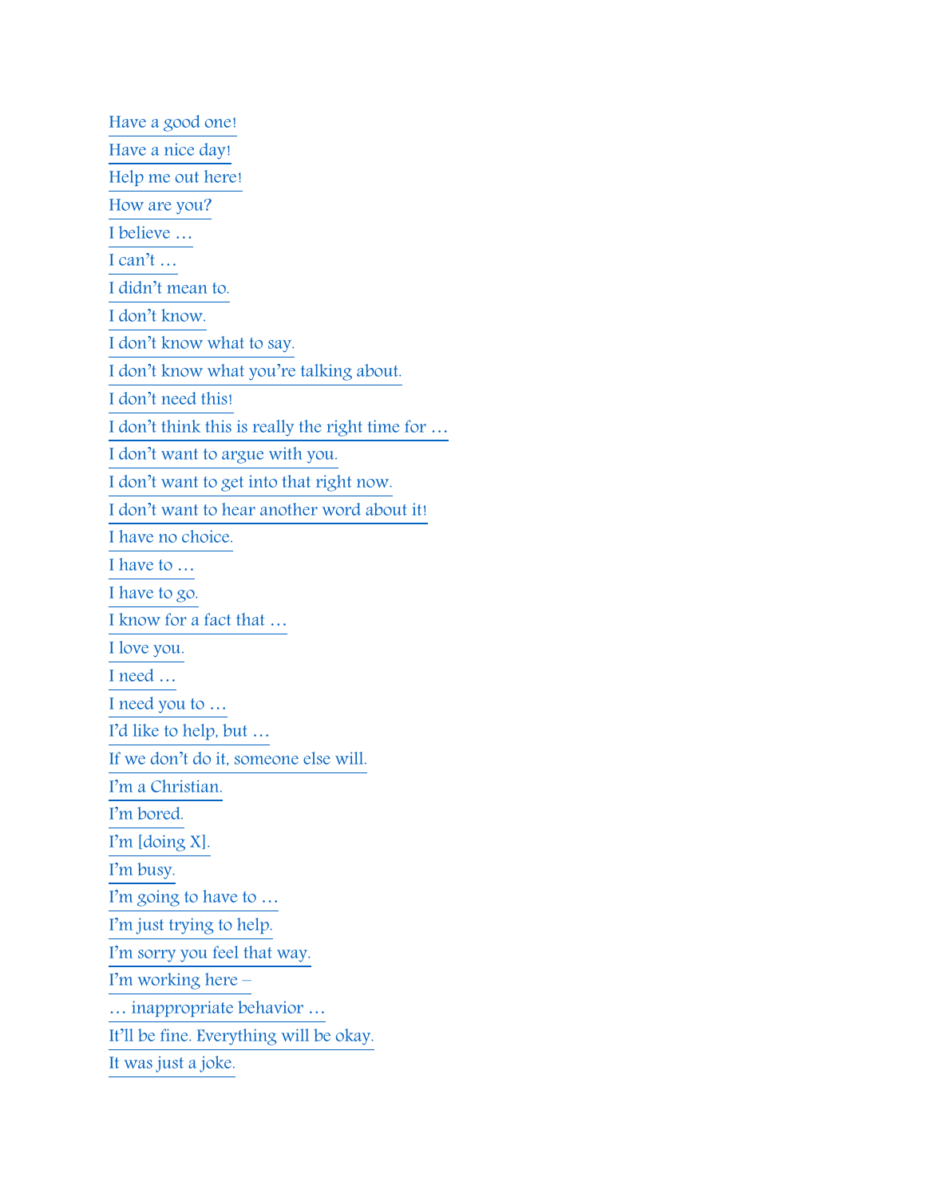Have a good one!

Have a nice day!

Help me out here!

How are you?

I believe …

I can't …

I didn't mean to.

I don't know.

I don't know what to say.

I don't know what you're talking about.

I don't need this!

I don't think this is really the right time for …

I don't want to argue with you.

I don't want to get into that right now.

I don't want to hear another word about it!

I have no choice.

I have to …

I have to go.

I know for a fact that …

I love you.

I need …

I need you to …

I'd like to help, but …

If we don't do it, someone else will.

I'm a Christian.

I'm bored.

I'm [doing X].

I'm busy.

I'm going to have to …

I'm just trying to help.

I'm sorry you feel that way.

I'm working here –

… inappropriate behavior …

It'll be fine. Everything will be okay.

It was just a joke.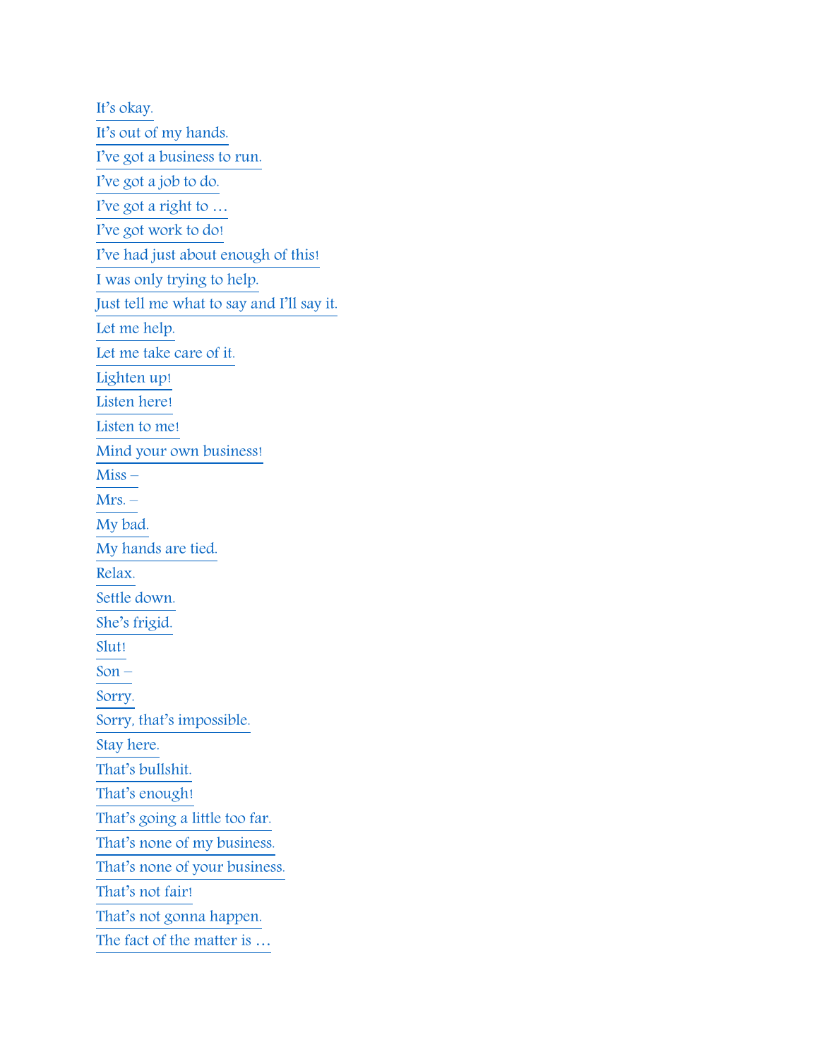It's okay.

It's out of my hands.

I've got a business to run.

I've got a job to do.

I've got a right to …

I've got work to do!

I've had just about enough of this!

I was only trying to help.

Just tell me what to say and I'll say it.

Let me help.

Let me take care of it.

Lighten up!

Listen here!

Listen to me!

Mind your own business!

Miss –

Mrs. –

My bad.

My hands are tied.

Relax.

Settle down.

She's frigid.

Slut!

Son –

Sorry.

Sorry, that's impossible.

Stay here.

That's bullshit.

That's enough!

That's going a little too far.

That's none of my business.

That's none of your business.

That's not fair!

That's not gonna happen.

The fact of the matter is …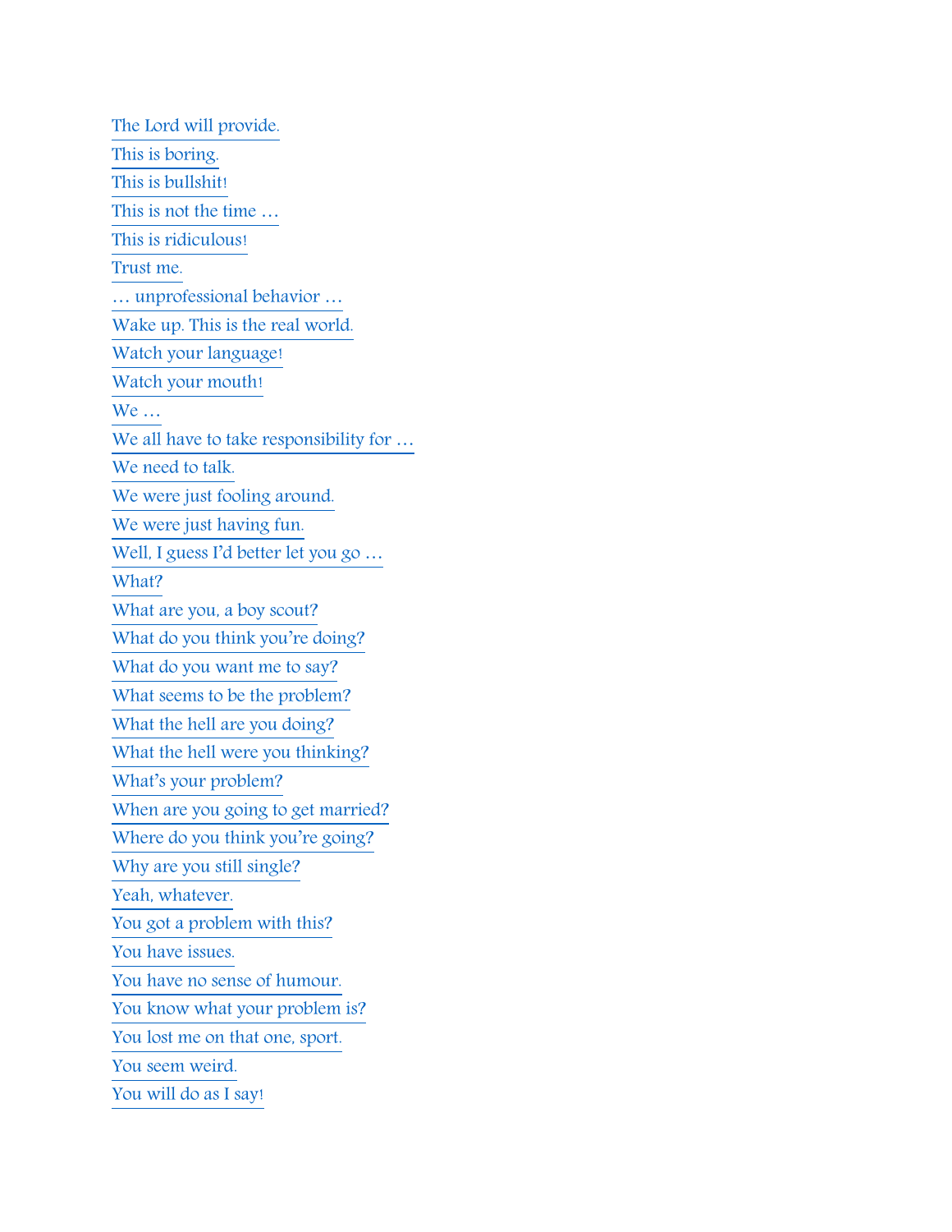The Lord will provide.

This is boring.

This is bullshit!

This is not the time …

This is ridiculous!

Trust me.

… unprofessional behavior …

Wake up. This is the real world.

Watch your language!

Watch your mouth!

We …

We all have to take responsibility for …

We need to talk.

We were just fooling around.

We were just having fun.

Well, I guess I'd better let you go …

What?

What are you, a boy scout?

What do you think you're doing?

What do you want me to say?

What seems to be the problem?

What the hell are you doing?

What the hell were you thinking?

What's your problem?

When are you going to get married?

Where do you think you're going?

Why are you still single?

Yeah, whatever.

You got a problem with this?

You have issues.

You have no sense of humour.

You know what your problem is?

You lost me on that one, sport.

You seem weird.

You will do as I say!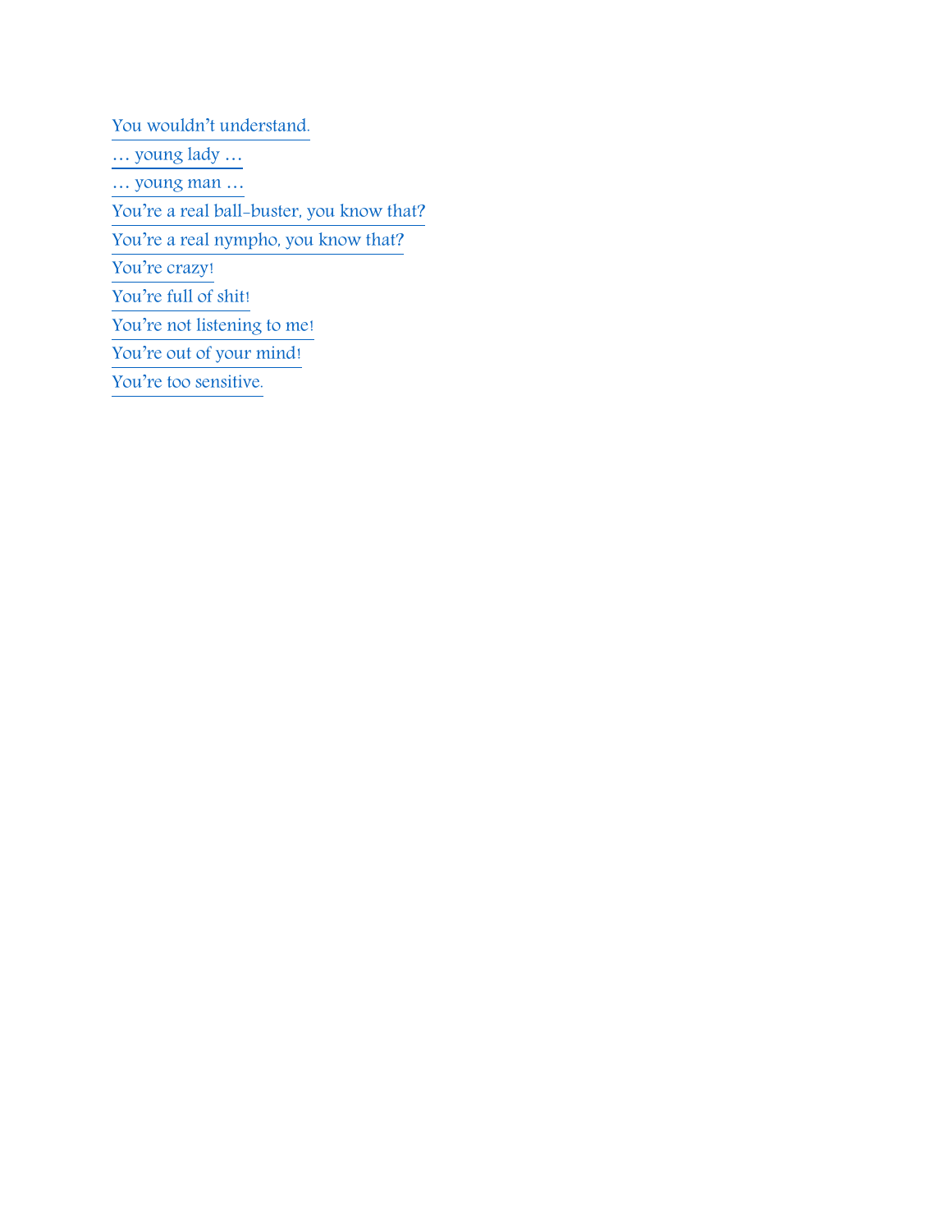You wouldn't understand.

… young lady …

… young man …

You're a real ball-buster, you know that?

You're a real nympho, you know that?

You're crazy!

You're full of shit!

You're not listening to me!

You're out of your mind!

You're too sensitive.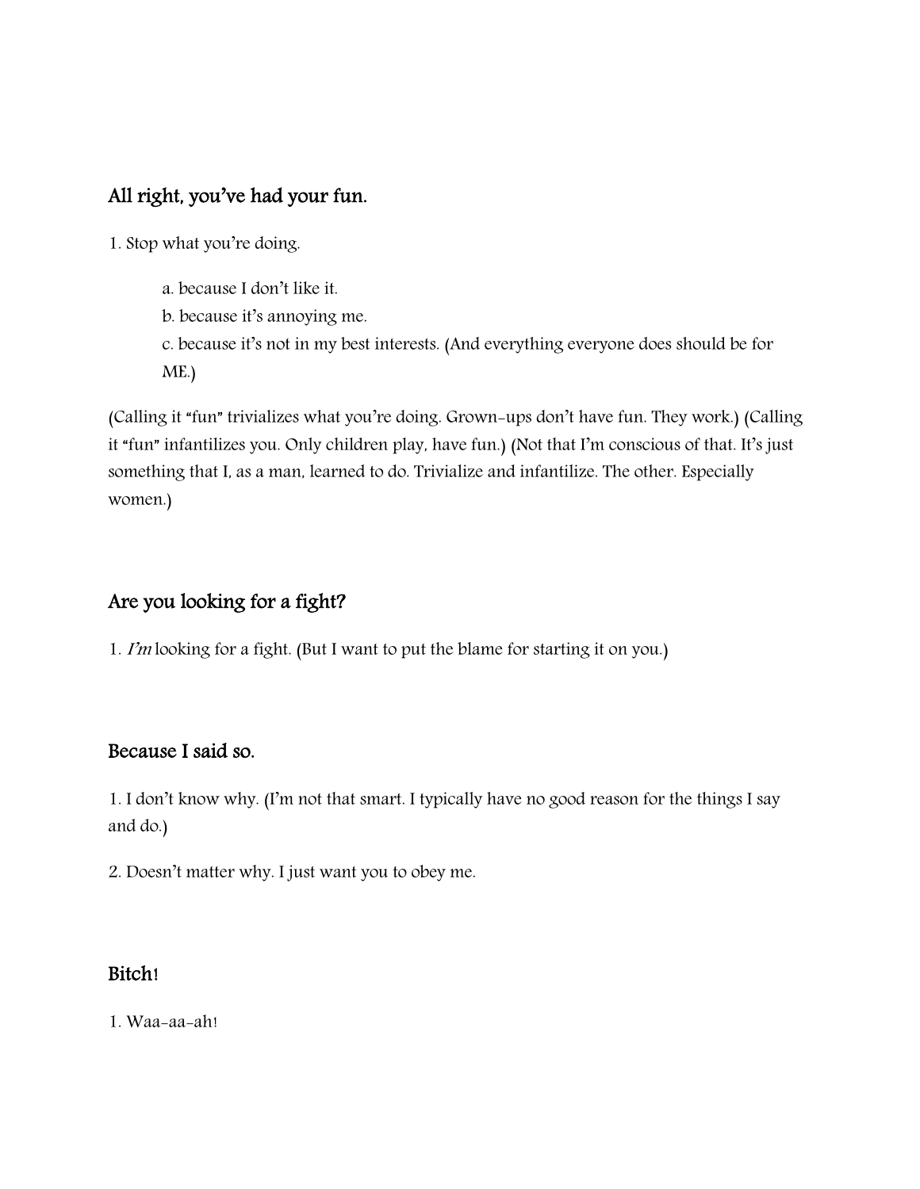## All right, you've had your fun.

1. Stop what you're doing.

   a. because I don't like it.
   b. because it's annoying me.
   c. because it's not in my best interests. (And everything everyone does should be for ME.)

(Calling it "fun" trivializes what you're doing. Grown-ups don't have fun. They work.) (Calling it "fun" infantilizes you. Only children play, have fun.) (Not that I'm conscious of that. It's just something that I, as a man, learned to do. Trivialize and infantilize. The other. Especially women.)

## Are you looking for a fight?

1. *I'm* looking for a fight. (But I want to put the blame for starting it on you.)

## Because I said so.

1. I don't know why. (I'm not that smart. I typically have no good reason for the things I say and do.)

2. Doesn't matter why. I just want you to obey me.

## Bitch!

1. Waa-aa-ah!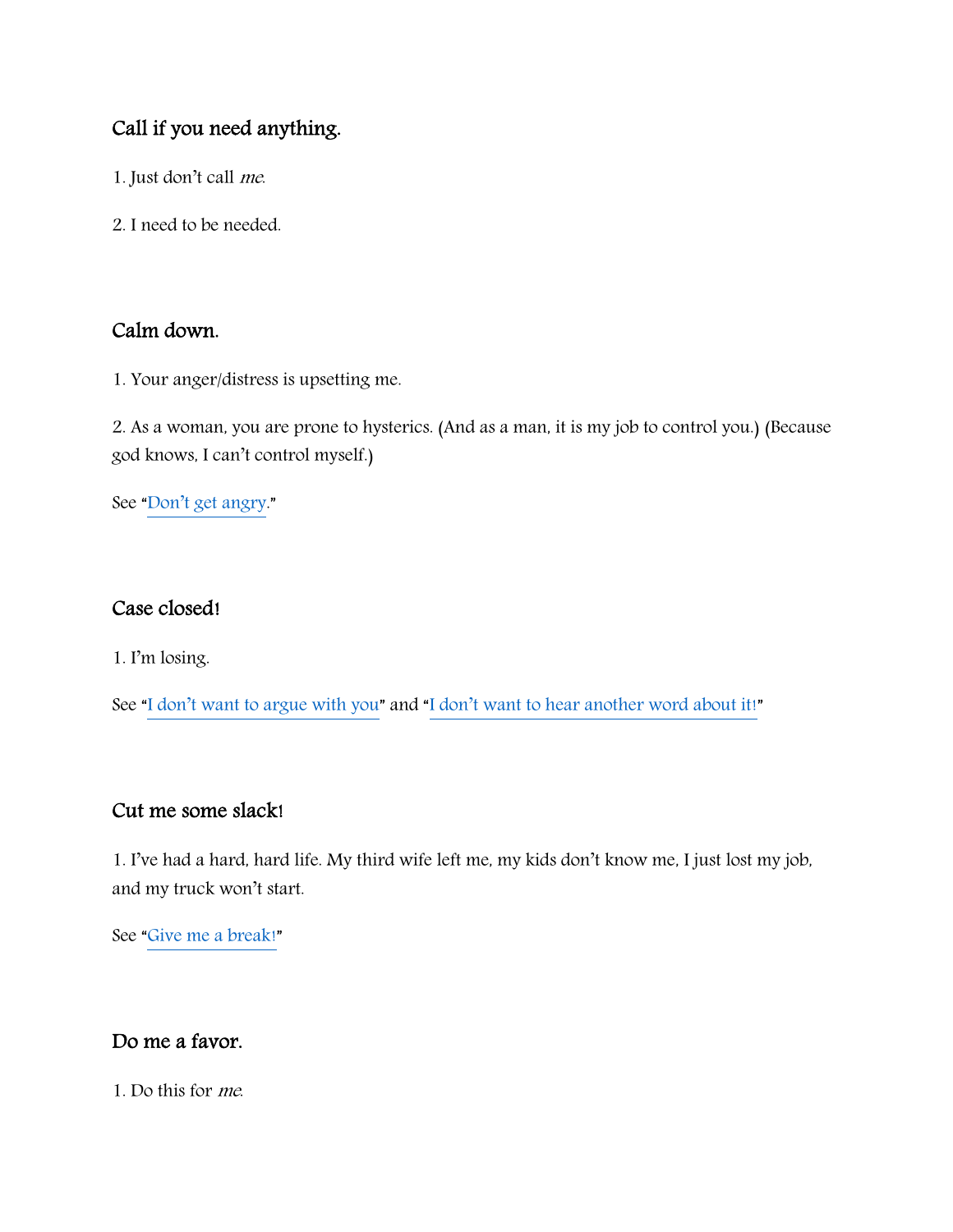### Call if you need anything.

1. Just don't call *me*.

2. I need to be needed.

### Calm down.

1. Your anger/distress is upsetting me.

2. As a woman, you are prone to hysterics. (And as a man, it is my job to control you.) (Because god knows, I can't control myself.)

See "Don't get angry."

### Case closed!

1. I'm losing.

See "I don't want to argue with you" and "I don't want to hear another word about it!"

### Cut me some slack!

1. I've had a hard, hard life. My third wife left me, my kids don't know me, I just lost my job, and my truck won't start.

See "Give me a break!"

### Do me a favor.

1. Do this for *me*.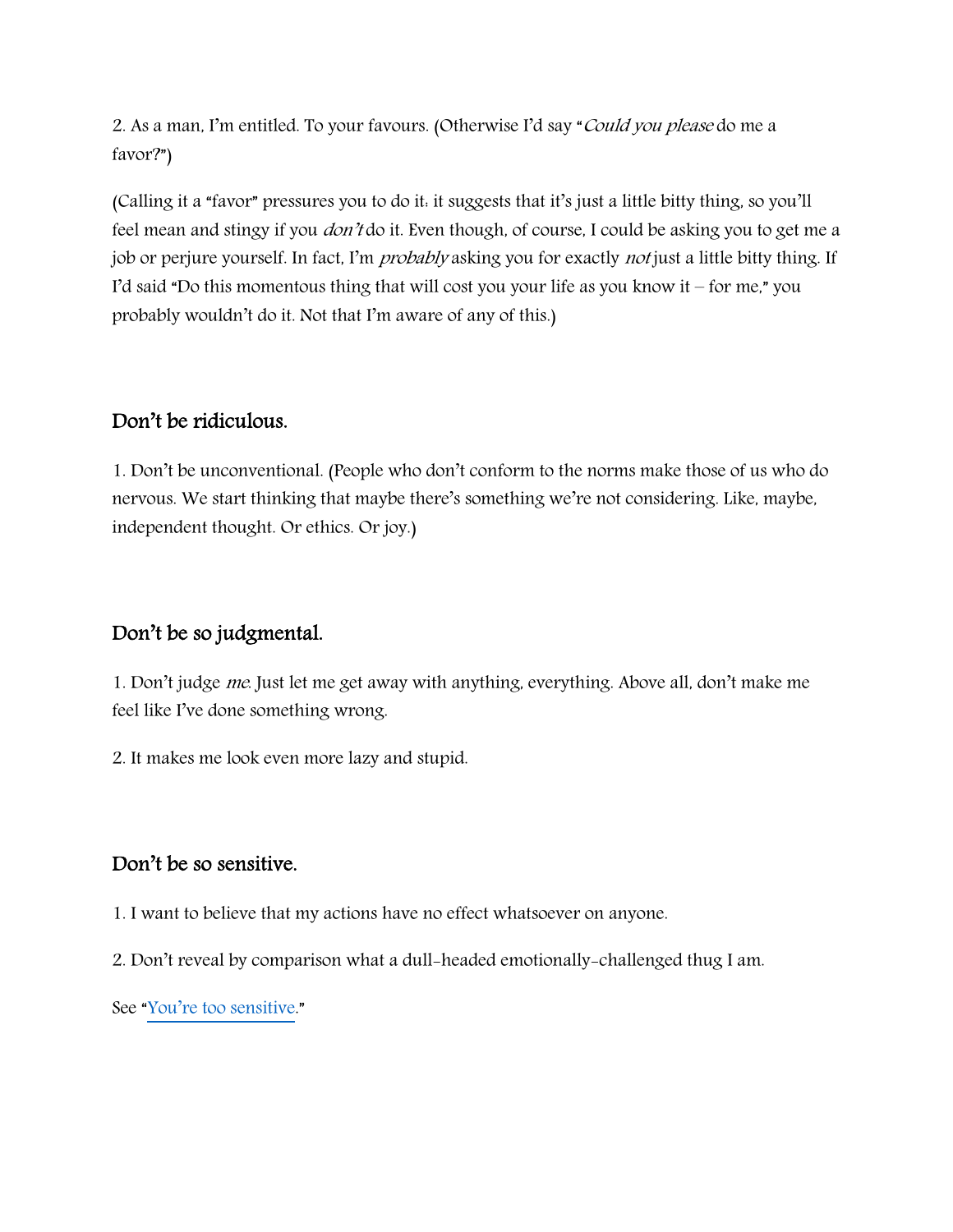2. As a man, I'm entitled. To your favours. (Otherwise I'd say "*Could you please* do me a favor?")

(Calling it a "favor" pressures you to do it: it suggests that it's just a little bitty thing, so you'll feel mean and stingy if you *don't* do it. Even though, of course, I could be asking you to get me a job or perjure yourself. In fact, I'm *probably* asking you for exactly *not* just a little bitty thing. If I'd said "Do this momentous thing that will cost you your life as you know it – for me," you probably wouldn't do it. Not that I'm aware of any of this.)

## Don't be ridiculous.

1. Don't be unconventional. (People who don't conform to the norms make those of us who do nervous. We start thinking that maybe there's something we're not considering. Like, maybe, independent thought. Or ethics. Or joy.)

## Don't be so judgmental.

1. Don't judge *me*. Just let me get away with anything, everything. Above all, don't make me feel like I've done something wrong.

2. It makes me look even more lazy and stupid.

## Don't be so sensitive.

1. I want to believe that my actions have no effect whatsoever on anyone.

2. Don't reveal by comparison what a dull-headed emotionally-challenged thug I am.

See "You're too sensitive."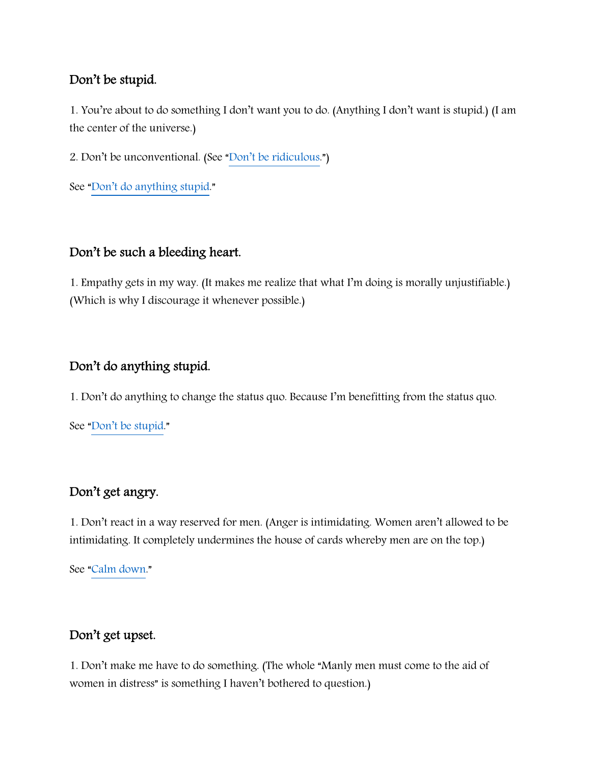### Don’t be stupid.

1. You’re about to do something I don’t want you to do. (Anything I don’t want is stupid.) (I am the center of the universe.)

2. Don’t be unconventional. (See “Don’t be ridiculous.”)

See “Don’t do anything stupid.”

### Don’t be such a bleeding heart.

1. Empathy gets in my way. (It makes me realize that what I’m doing is morally unjustifiable.) (Which is why I discourage it whenever possible.)

### Don’t do anything stupid.

1. Don’t do anything to change the status quo. Because I’m benefitting from the status quo.

See “Don’t be stupid.”

### Don’t get angry.

1. Don’t react in a way reserved for men. (Anger is intimidating. Women aren’t allowed to be intimidating. It completely undermines the house of cards whereby men are on the top.)

See “Calm down.”

### Don’t get upset.

1. Don’t make me have to do something. (The whole “Manly men must come to the aid of women in distress” is something I haven’t bothered to question.)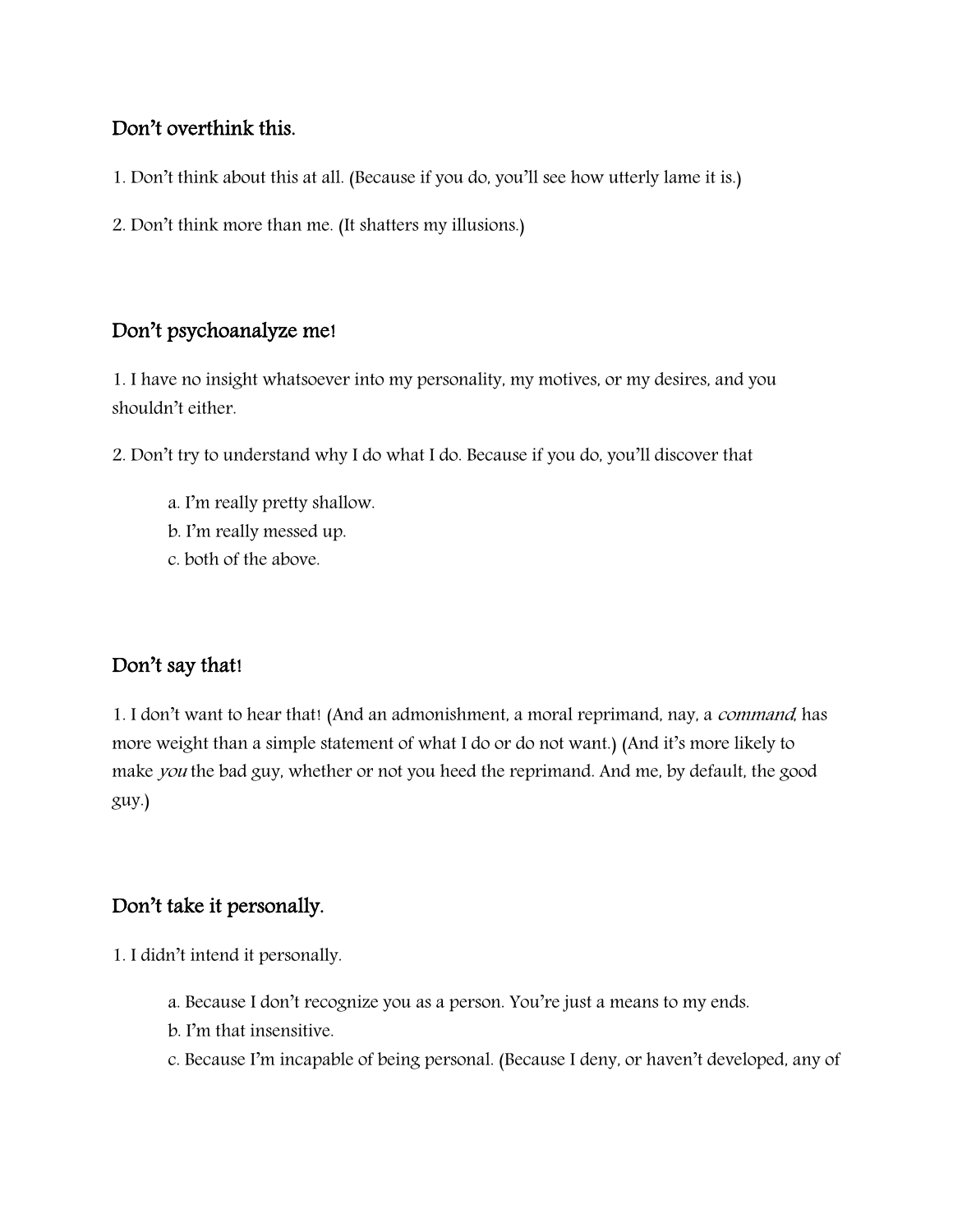## Don't overthink this.

1. Don't think about this at all. (Because if you do, you'll see how utterly lame it is.)

2. Don't think more than me. (It shatters my illusions.)

## Don't psychoanalyze me!

1. I have no insight whatsoever into my personality, my motives, or my desires, and you shouldn't either.

2. Don't try to understand why I do what I do. Because if you do, you'll discover that

    a. I'm really pretty shallow.
    b. I'm really messed up.
    c. both of the above.

## Don't say that!

1. I don't want to hear that! (And an admonishment, a moral reprimand, nay, a *command*, has more weight than a simple statement of what I do or do not want.) (And it's more likely to make *you* the bad guy, whether or not you heed the reprimand. And me, by default, the good guy.)

## Don't take it personally.

1. I didn't intend it personally.

    a. Because I don't recognize you as a person. You're just a means to my ends.
    b. I'm that insensitive.
    c. Because I'm incapable of being personal. (Because I deny, or haven't developed, any of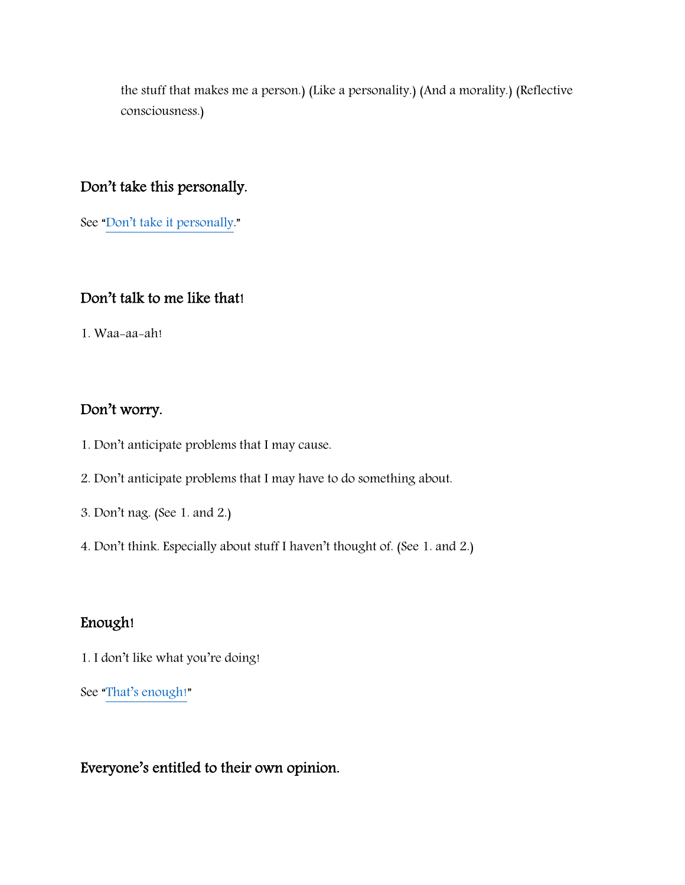the stuff that makes me a person.) (Like a personality.) (And a morality.) (Reflective consciousness.)

## Don't take this personally.

See "Don't take it personally."

## Don't talk to me like that!

1. Waa-aa-ah!

## Don't worry.

1. Don't anticipate problems that I may cause.

2. Don't anticipate problems that I may have to do something about.

3. Don't nag. (See 1. and 2.)

4. Don't think. Especially about stuff I haven't thought of. (See 1. and 2.)

## Enough!

1. I don't like what you're doing!

See "That's enough!"

## Everyone's entitled to their own opinion.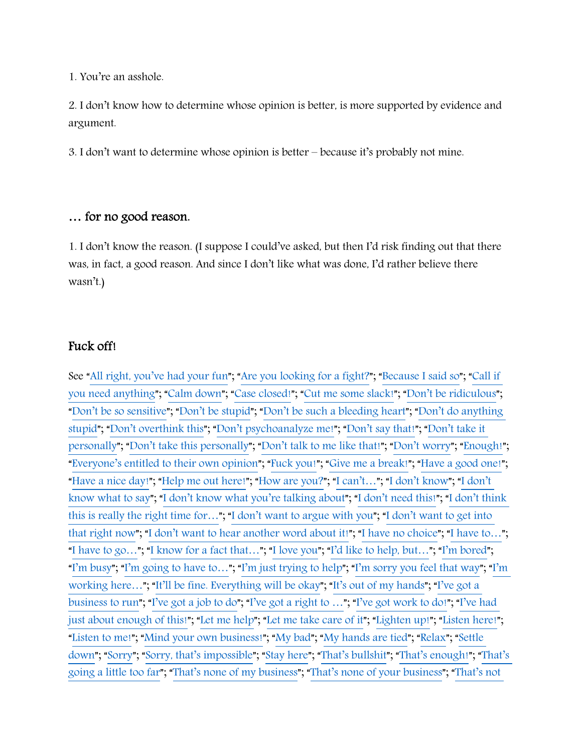1. You're an asshole.

2. I don't know how to determine whose opinion is better, is more supported by evidence and argument.

3. I don't want to determine whose opinion is better – because it's probably not mine.

## … for no good reason.

1. I don't know the reason. (I suppose I could've asked, but then I'd risk finding out that there was, in fact, a good reason. And since I don't like what was done, I'd rather believe there wasn't.)

## Fuck off!

See "All right, you've had your fun"; "Are you looking for a fight?"; "Because I said so"; "Call if you need anything"; "Calm down"; "Case closed!"; "Cut me some slack!"; "Don't be ridiculous"; "Don't be so sensitive"; "Don't be stupid"; "Don't be such a bleeding heart"; "Don't do anything stupid"; "Don't overthink this"; "Don't psychoanalyze me!"; "Don't say that!"; "Don't take it personally"; "Don't take this personally"; "Don't talk to me like that!"; "Don't worry"; "Enough!"; "Everyone's entitled to their own opinion"; "Fuck you!"; "Give me a break!"; "Have a good one!"; "Have a nice day!"; "Help me out here!"; "How are you?"; "I can't…"; "I don't know"; "I don't know what to say"; "I don't know what you're talking about"; "I don't need this!"; "I don't think this is really the right time for…"; "I don't want to argue with you"; "I don't want to get into that right now"; "I don't want to hear another word about it!"; "I have no choice"; "I have to…"; "I have to go…"; "I know for a fact that…"; "I love you"; "I'd like to help, but…"; "I'm bored"; "I'm busy"; "I'm going to have to…"; "I'm just trying to help"; "I'm sorry you feel that way"; "I'm working here…"; "It'll be fine. Everything will be okay"; "It's out of my hands"; "I've got a business to run"; "I've got a job to do"; "I've got a right to …"; "I've got work to do!"; "I've had just about enough of this!"; "Let me help"; "Let me take care of it"; "Lighten up!"; "Listen here!"; "Listen to me!"; "Mind your own business!"; "My bad"; "My hands are tied"; "Relax"; "Settle down"; "Sorry"; "Sorry, that's impossible"; "Stay here"; "That's bullshit"; "That's enough!"; "That's going a little too far"; "That's none of my business"; "That's none of your business"; "That's not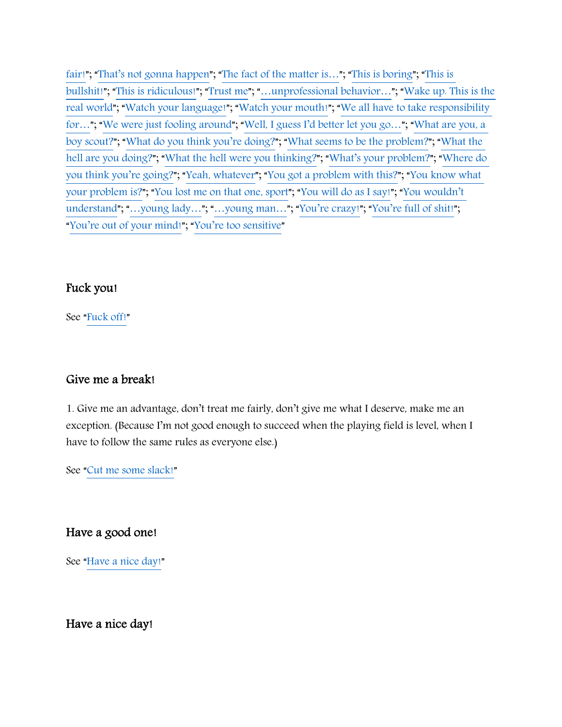fair!"; "That's not gonna happen"; "The fact of the matter is…"; "This is boring"; "This is bullshit!"; "This is ridiculous!"; "Trust me"; "…unprofessional behavior…"; "Wake up. This is the real world"; "Watch your language!"; "Watch your mouth!"; "We all have to take responsibility for…"; "We were just fooling around"; "Well, I guess I'd better let you go…"; "What are you, a boy scout?"; "What do you think you're doing?"; "What seems to be the problem?"; "What the hell are you doing?"; "What the hell were you thinking?"; "What's your problem?"; "Where do you think you're going?"; "Yeah, whatever"; "You got a problem with this?"; "You know what your problem is?"; "You lost me on that one, sport"; "You will do as I say!"; "You wouldn't understand"; "…young lady…"; "…young man…"; "You're crazy!"; "You're full of shit!"; "You're out of your mind!"; "You're too sensitive"

## Fuck you!

See "Fuck off!"

## Give me a break!

1. Give me an advantage, don't treat me fairly, don't give me what I deserve, make me an exception. (Because I'm not good enough to succeed when the playing field is level, when I have to follow the same rules as everyone else.)

See "Cut me some slack!"

## Have a good one!

See "Have a nice day!"

## Have a nice day!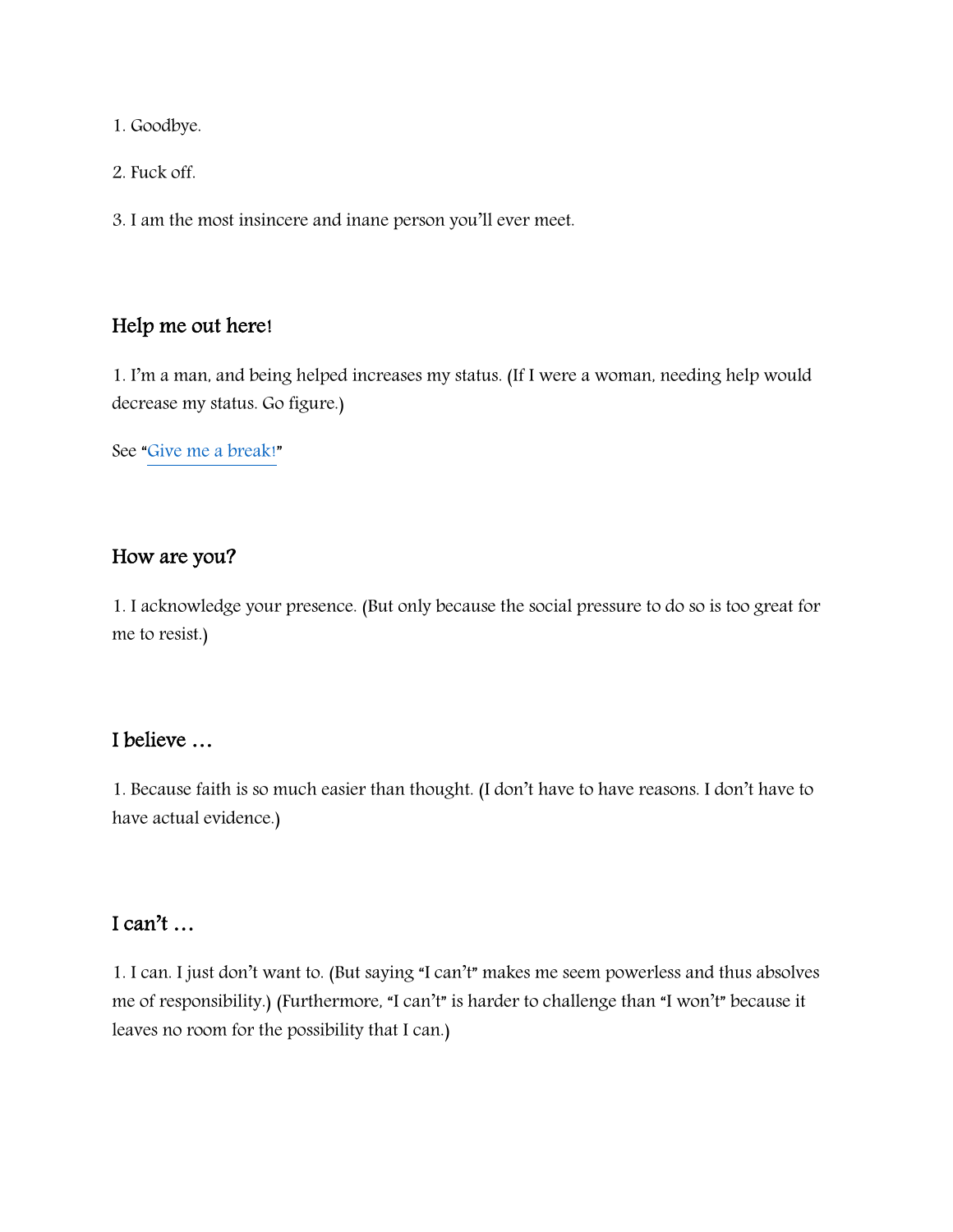1. Goodbye.

2. Fuck off.

3. I am the most insincere and inane person you'll ever meet.

## Help me out here!

1. I'm a man, and being helped increases my status. (If I were a woman, needing help would decrease my status. Go figure.)

See "Give me a break!"

## How are you?

1. I acknowledge your presence. (But only because the social pressure to do so is too great for me to resist.)

## I believe …

1. Because faith is so much easier than thought. (I don't have to have reasons. I don't have to have actual evidence.)

## I can't …

1. I can. I just don't want to. (But saying "I can't" makes me seem powerless and thus absolves me of responsibility.) (Furthermore, "I can't" is harder to challenge than "I won't" because it leaves no room for the possibility that I can.)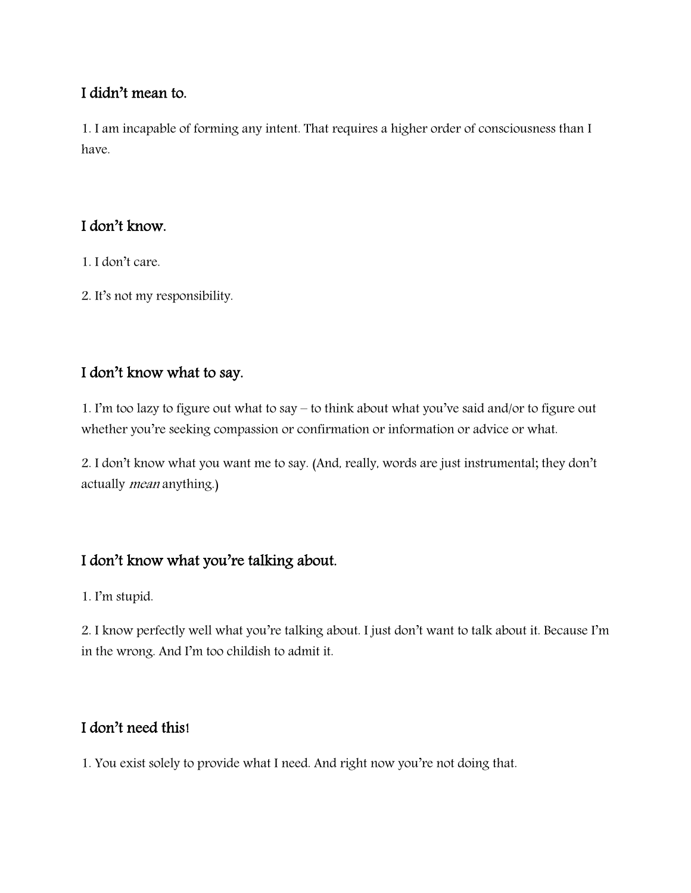### I didn't mean to.

1. I am incapable of forming any intent. That requires a higher order of consciousness than I have.

### I don't know.

1. I don't care.

2. It's not my responsibility.

### I don't know what to say.

1. I'm too lazy to figure out what to say – to think about what you've said and/or to figure out whether you're seeking compassion or confirmation or information or advice or what.

2. I don't know what you want me to say. (And, really, words are just instrumental; they don't actually *mean* anything.)

### I don't know what you're talking about.

1. I'm stupid.

2. I know perfectly well what you're talking about. I just don't want to talk about it. Because I'm in the wrong. And I'm too childish to admit it.

### I don't need this!

1. You exist solely to provide what I need. And right now you're not doing that.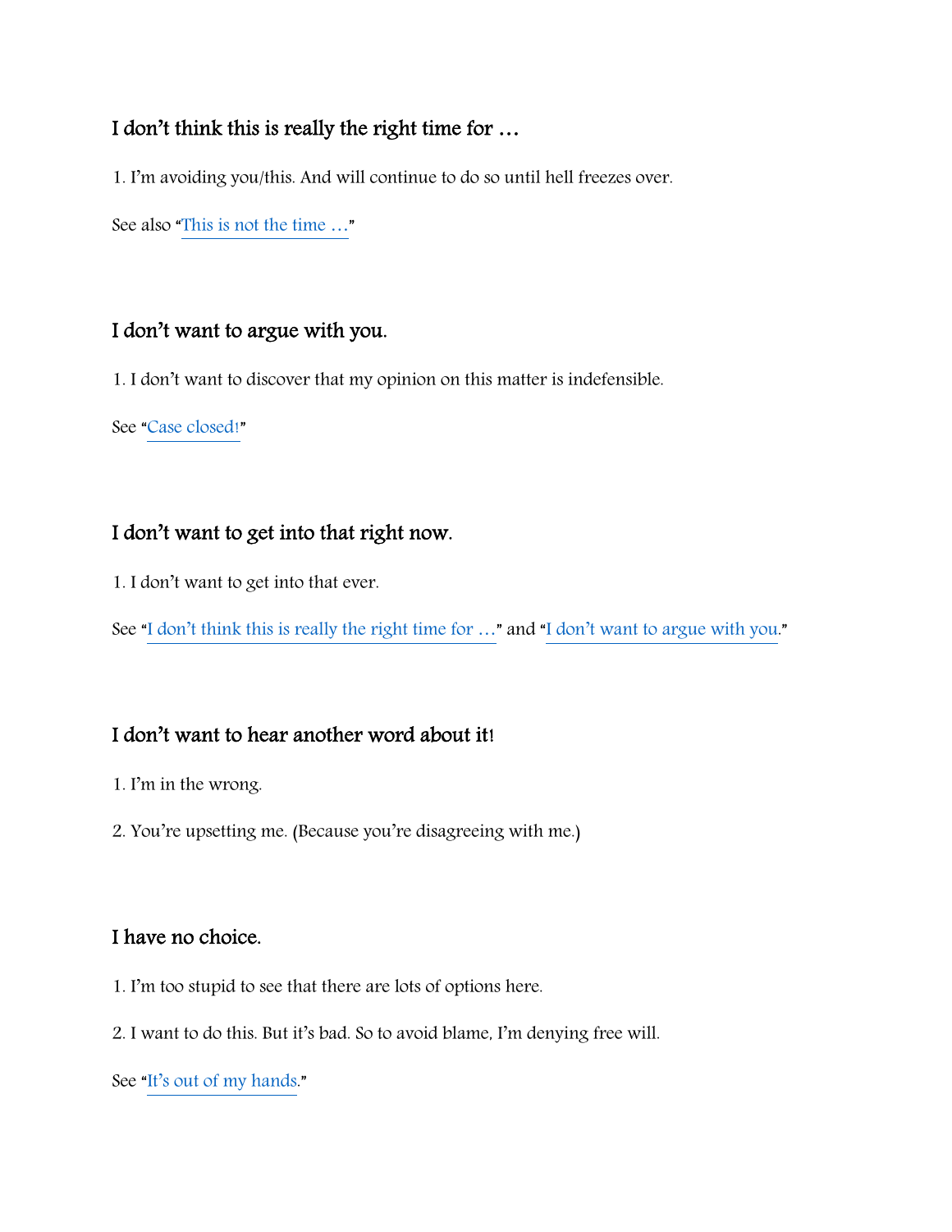### I don’t think this is really the right time for …

1. I’m avoiding you/this. And will continue to do so until hell freezes over.

See also “This is not the time …”

### I don’t want to argue with you.

1. I don’t want to discover that my opinion on this matter is indefensible.

See “Case closed!”

### I don’t want to get into that right now.

1. I don’t want to get into that ever.

See “I don’t think this is really the right time for …” and “I don’t want to argue with you.”

### I don’t want to hear another word about it!

1. I’m in the wrong.

2. You’re upsetting me. (Because you’re disagreeing with me.)

### I have no choice.

1. I’m too stupid to see that there are lots of options here.

2. I want to do this. But it’s bad. So to avoid blame, I’m denying free will.

See “It’s out of my hands.”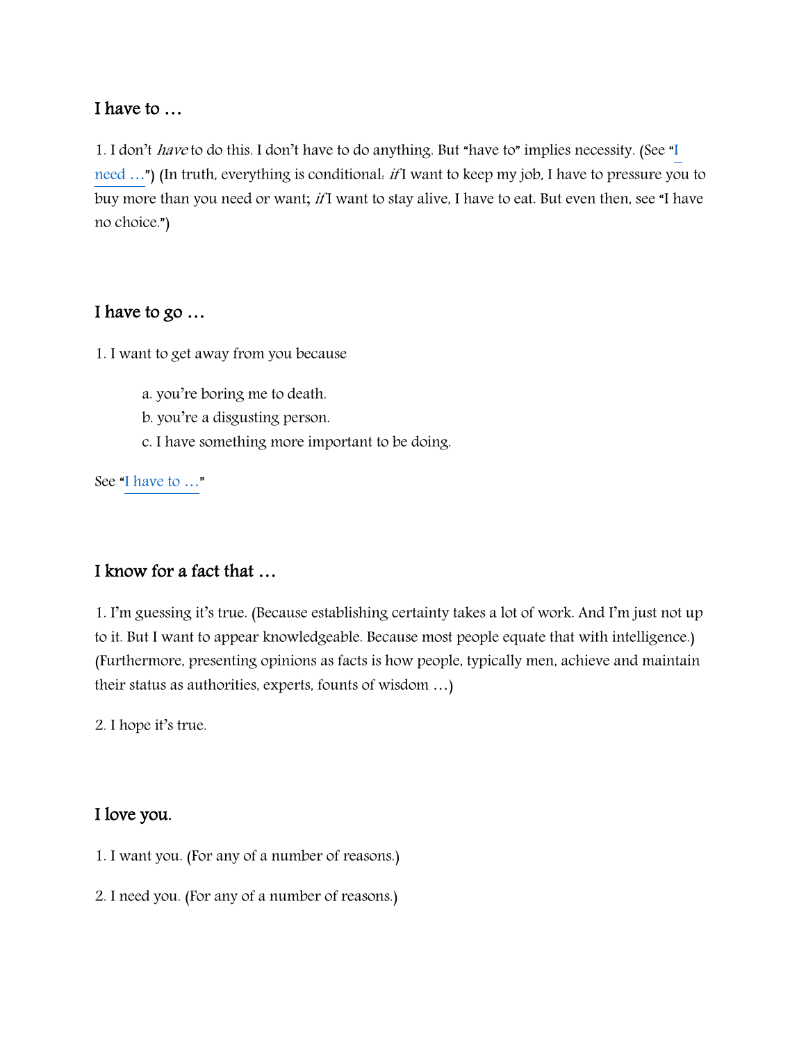## I have to …

1. I don't *have* to do this. I don't have to do anything. But "have to" implies necessity. (See "I need …") (In truth, everything is conditional: *if* I want to keep my job, I have to pressure you to buy more than you need or want; *if* I want to stay alive, I have to eat. But even then, see "I have no choice.")

## I have to go …

1. I want to get away from you because

    a. you're boring me to death.
    b. you're a disgusting person.
    c. I have something more important to be doing.

See "I have to …"

## I know for a fact that …

1. I'm guessing it's true. (Because establishing certainty takes a lot of work. And I'm just not up to it. But I want to appear knowledgeable. Because most people equate that with intelligence.) (Furthermore, presenting opinions as facts is how people, typically men, achieve and maintain their status as authorities, experts, founts of wisdom …)

2. I hope it's true.

## I love you.

1. I want you. (For any of a number of reasons.)

2. I need you. (For any of a number of reasons.)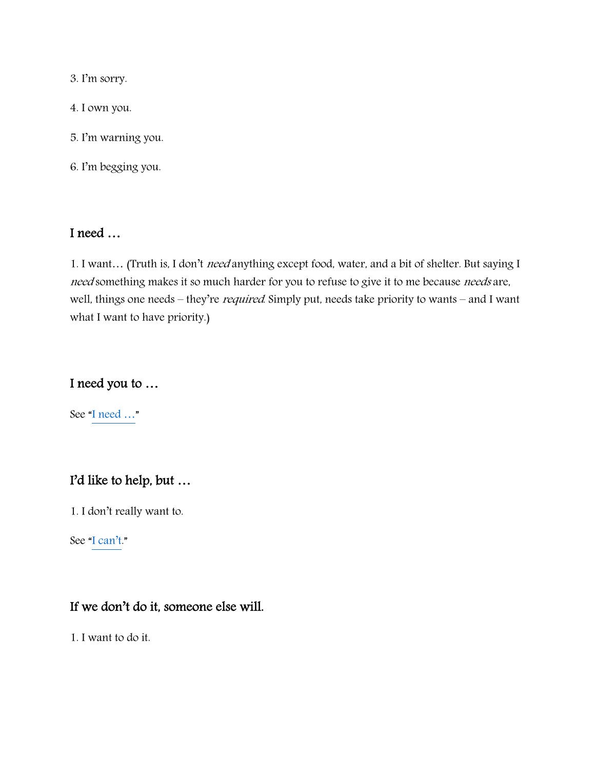3. I'm sorry.

4. I own you.

5. I'm warning you.

6. I'm begging you.

## I need …

1. I want… (Truth is, I don't *need* anything except food, water, and a bit of shelter. But saying I *need* something makes it so much harder for you to refuse to give it to me because *needs* are, well, things one needs – they're *required*. Simply put, needs take priority to wants – and I want what I want to have priority.)

## I need you to …

See "I need …"

## I'd like to help, but …

1. I don't really want to.

See "I can't."

## If we don't do it, someone else will.

1. I want to do it.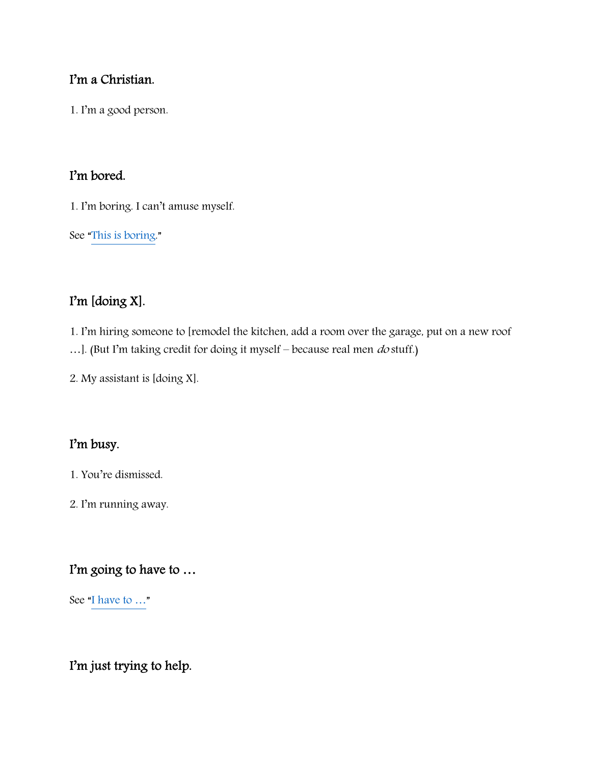### I’m a Christian.

1. I’m a good person.

### I’m bored.

1. I’m boring. I can’t amuse myself.

See “This is boring.”

### I’m [doing X].

1. I’m hiring someone to [remodel the kitchen, add a room over the garage, put on a new roof …]. (But I’m taking credit for doing it myself – because real men *do* stuff.)

2. My assistant is [doing X].

### I’m busy.

1. You’re dismissed.

2. I’m running away.

### I’m going to have to …

See “I have to …”

### I’m just trying to help.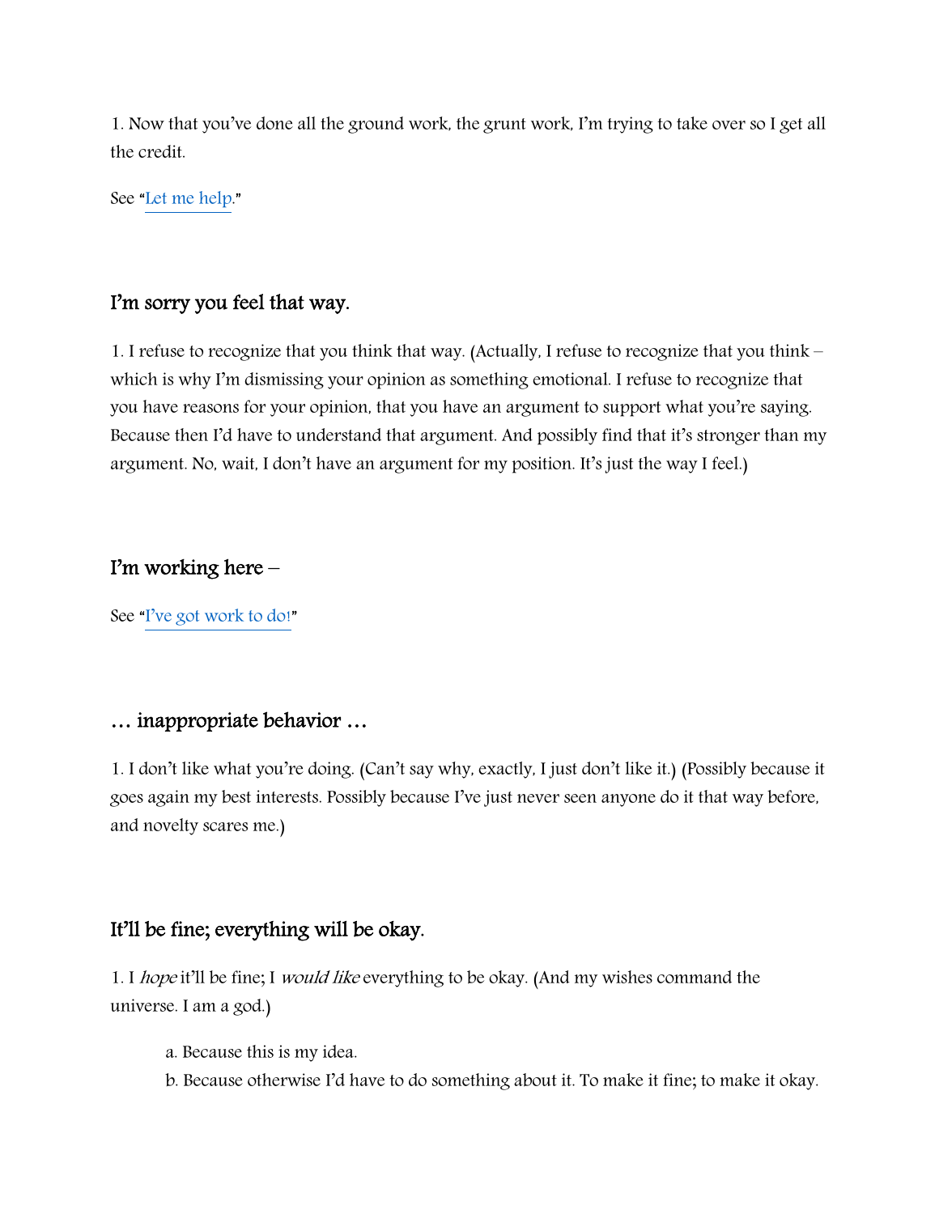1. Now that you've done all the ground work, the grunt work, I'm trying to take over so I get all the credit.

See "Let me help."

### I'm sorry you feel that way.

1. I refuse to recognize that you think that way. (Actually, I refuse to recognize that you think – which is why I'm dismissing your opinion as something emotional. I refuse to recognize that you have reasons for your opinion, that you have an argument to support what you're saying. Because then I'd have to understand that argument. And possibly find that it's stronger than my argument. No, wait, I don't have an argument for my position. It's just the way I feel.)

### I'm working here –

See "I've got work to do!"

### … inappropriate behavior …

1. I don't like what you're doing. (Can't say why, exactly, I just don't like it.) (Possibly because it goes again my best interests. Possibly because I've just never seen anyone do it that way before, and novelty scares me.)

### It'll be fine; everything will be okay.

1. I *hope* it'll be fine; I *would like* everything to be okay. (And my wishes command the universe. I am a god.)

    a. Because this is my idea.
    b. Because otherwise I'd have to do something about it. To make it fine; to make it okay.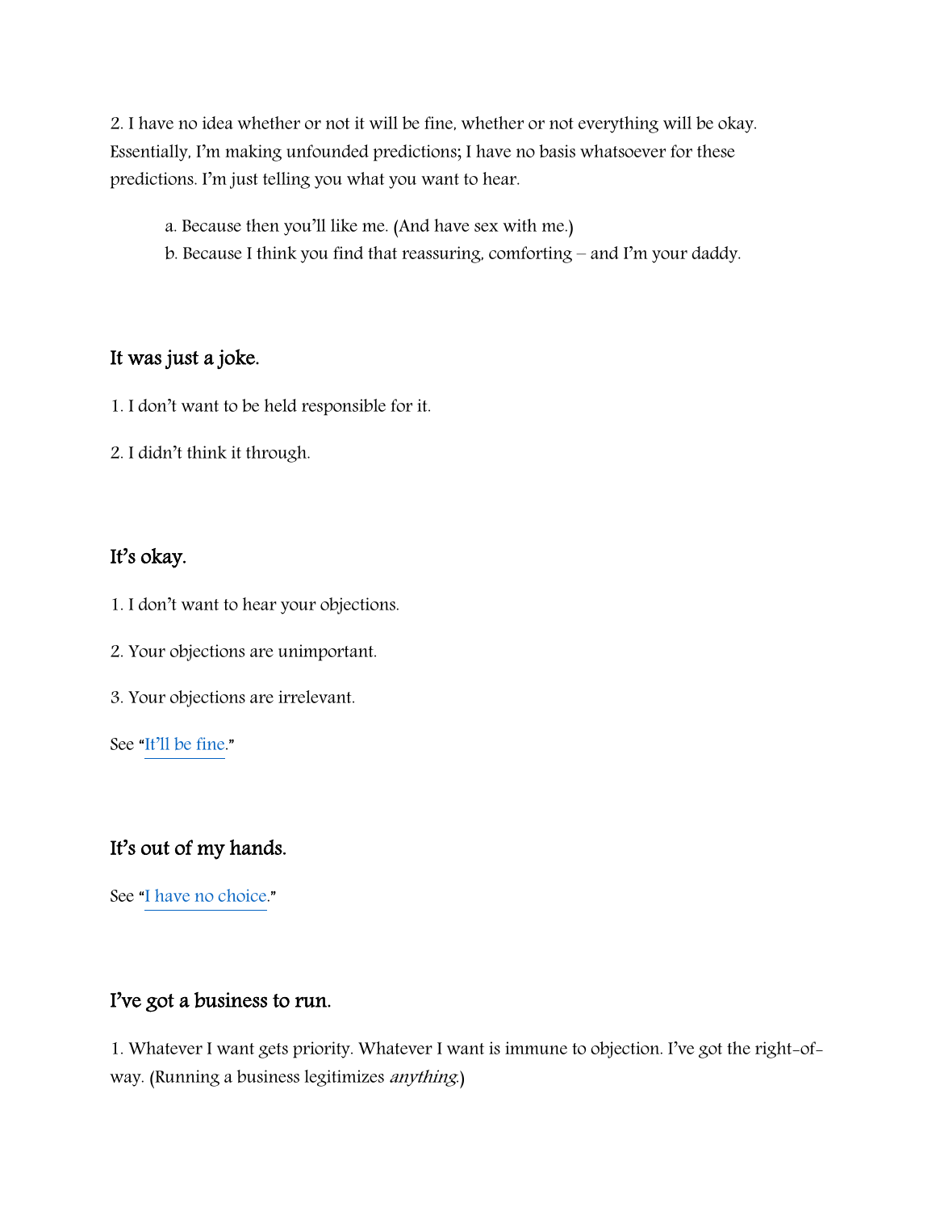2. I have no idea whether or not it will be fine, whether or not everything will be okay. Essentially, I'm making unfounded predictions; I have no basis whatsoever for these predictions. I'm just telling you what you want to hear.

   a. Because then you'll like me. (And have sex with me.)
   b. Because I think you find that reassuring, comforting – and I'm your daddy.

### It was just a joke.

1. I don't want to be held responsible for it.

2. I didn't think it through.

### It's okay.

1. I don't want to hear your objections.

2. Your objections are unimportant.

3. Your objections are irrelevant.

See "It'll be fine."

### It's out of my hands.

See "I have no choice."

### I've got a business to run.

1. Whatever I want gets priority. Whatever I want is immune to objection. I've got the right-of-way. (Running a business legitimizes *anything*.)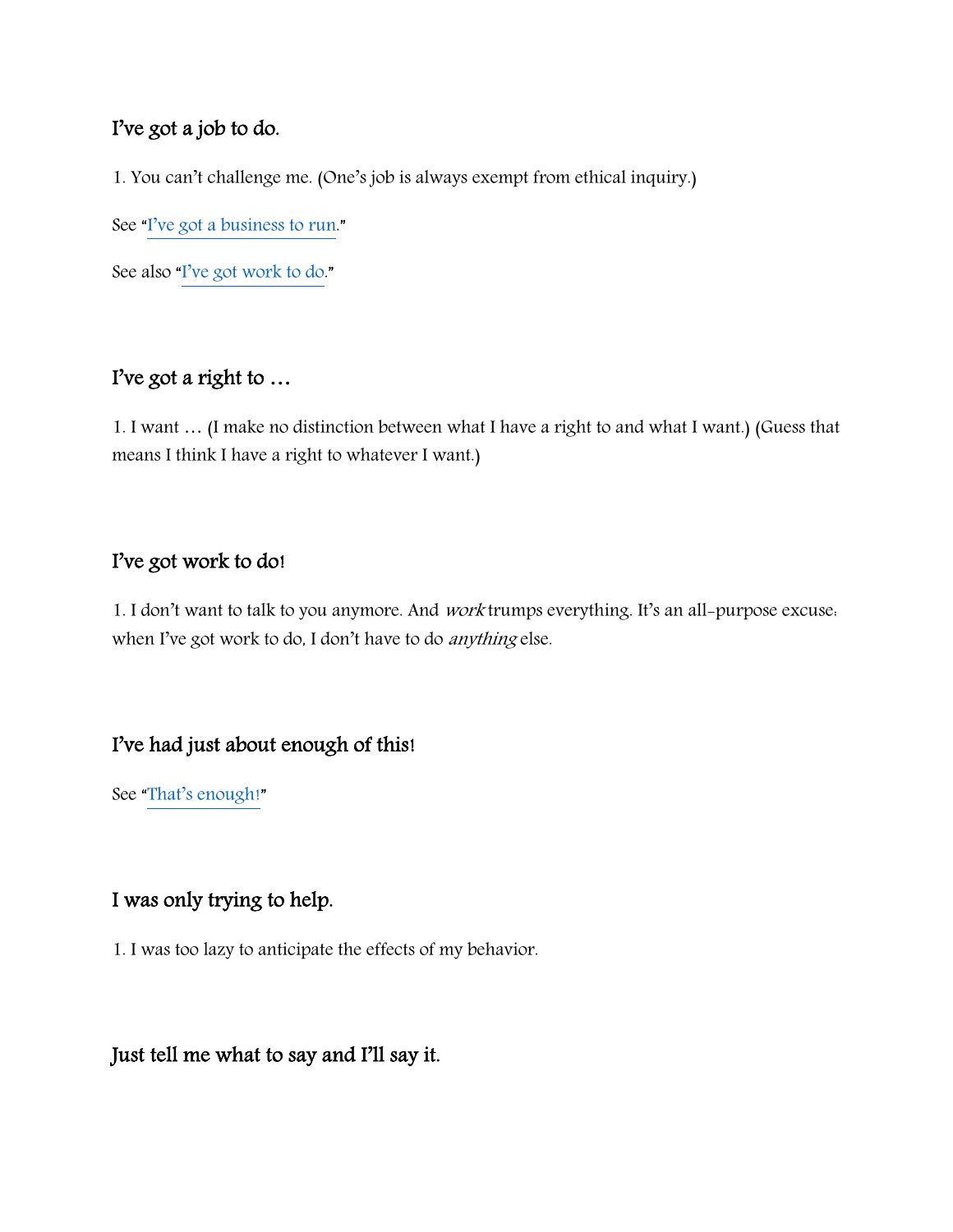### I've got a job to do.

1. You can't challenge me. (One's job is always exempt from ethical inquiry.)

See "I've got a business to run."

See also "I've got work to do."

### I've got a right to …

1. I want … (I make no distinction between what I have a right to and what I want.) (Guess that means I think I have a right to whatever I want.)

### I've got work to do!

1. I don't want to talk to you anymore. And *work* trumps everything. It's an all-purpose excuse: when I've got work to do, I don't have to do *anything* else.

### I've had just about enough of this!

See "That's enough!"

### I was only trying to help.

1. I was too lazy to anticipate the effects of my behavior.

### Just tell me what to say and I'll say it.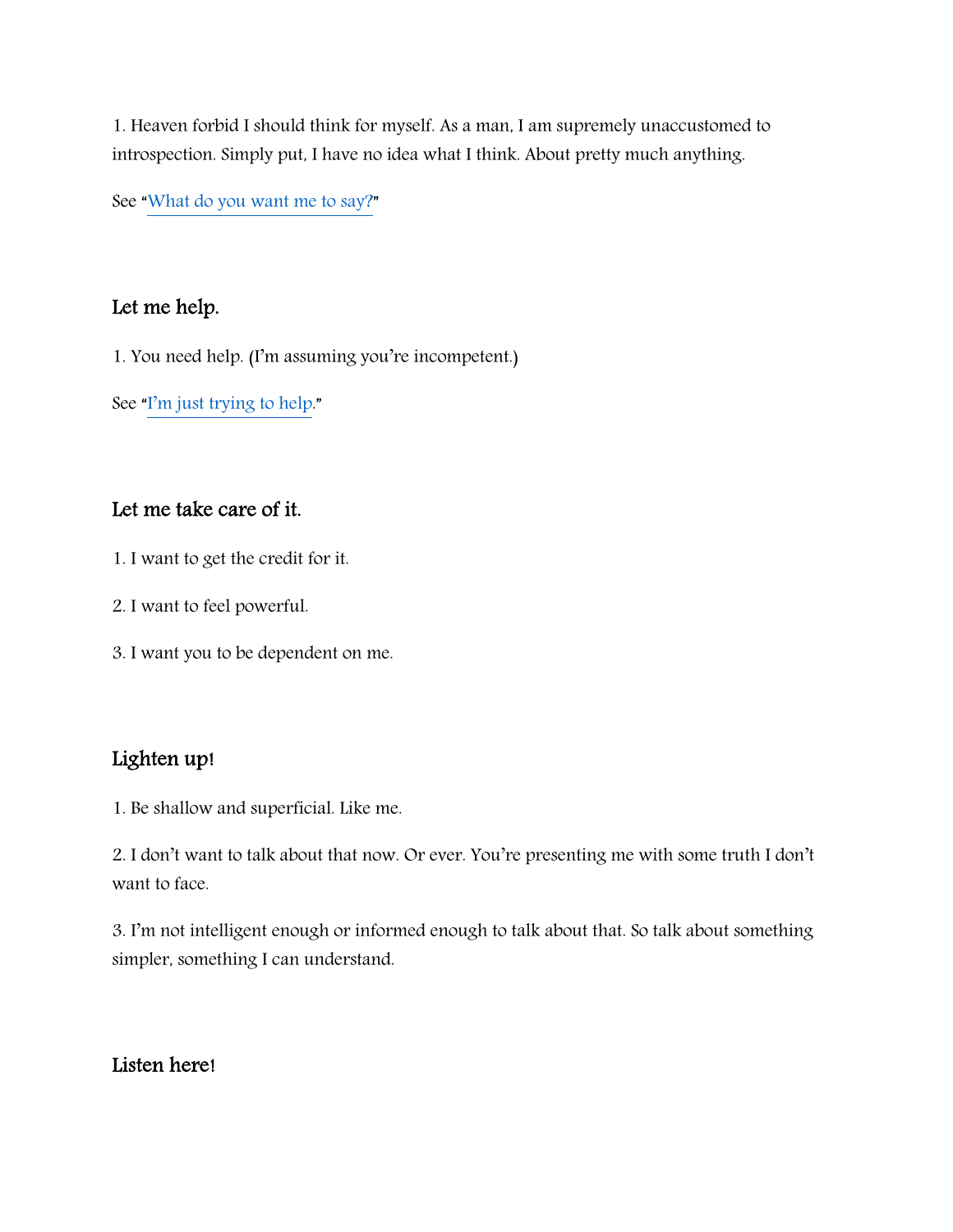1. Heaven forbid I should think for myself. As a man, I am supremely unaccustomed to introspection. Simply put, I have no idea what I think. About pretty much anything.

See "What do you want me to say?"

## Let me help.

1. You need help. (I'm assuming you're incompetent.)

See "I'm just trying to help."

## Let me take care of it.

1. I want to get the credit for it.

2. I want to feel powerful.

3. I want you to be dependent on me.

## Lighten up!

1. Be shallow and superficial. Like me.

2. I don't want to talk about that now. Or ever. You're presenting me with some truth I don't want to face.

3. I'm not intelligent enough or informed enough to talk about that. So talk about something simpler, something I can understand.

## Listen here!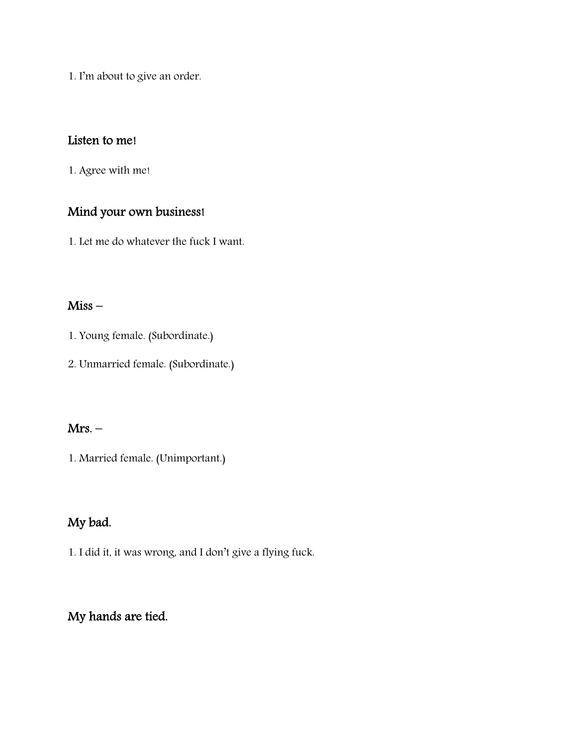1. I'm about to give an order.

## Listen to me!

1. Agree with me!

## Mind your own business!

1. Let me do whatever the fuck I want.

## Miss –

1. Young female. (Subordinate.)

2. Unmarried female. (Subordinate.)

## Mrs. –

1. Married female. (Unimportant.)

## My bad.

1. I did it, it was wrong, and I don't give a flying fuck.

## My hands are tied.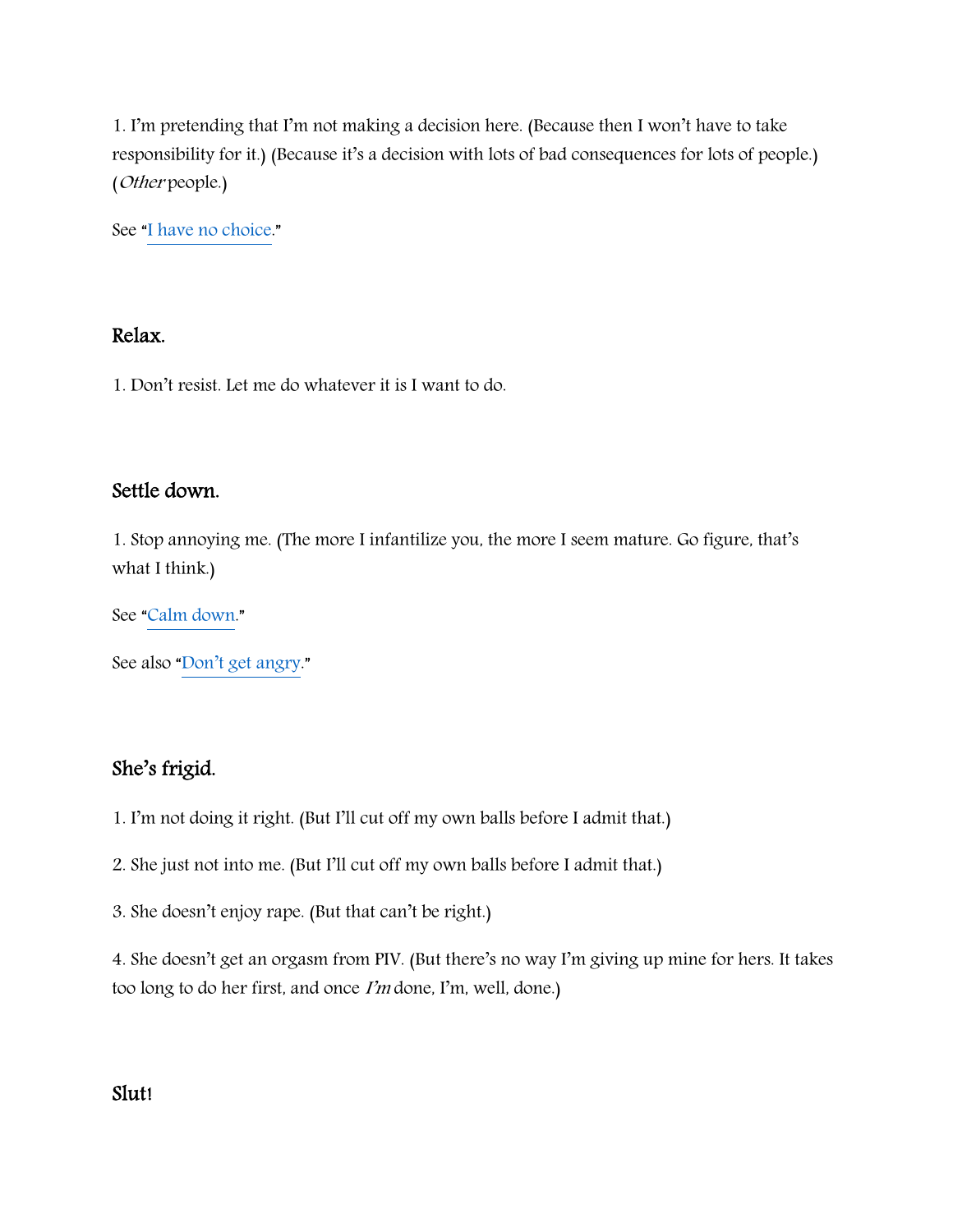1. I'm pretending that I'm not making a decision here. (Because then I won't have to take responsibility for it.) (Because it's a decision with lots of bad consequences for lots of people.) (*Other* people.)

See "I have no choice."

## Relax.

1. Don't resist. Let me do whatever it is I want to do.

## Settle down.

1. Stop annoying me. (The more I infantilize you, the more I seem mature. Go figure, that's what I think.)

See "Calm down."

See also "Don't get angry."

## She's frigid.

1. I'm not doing it right. (But I'll cut off my own balls before I admit that.)

2. She just not into me. (But I'll cut off my own balls before I admit that.)

3. She doesn't enjoy rape. (But that can't be right.)

4. She doesn't get an orgasm from PIV. (But there's no way I'm giving up mine for hers. It takes too long to do her first, and once *I'm* done, I'm, well, done.)

## Slut!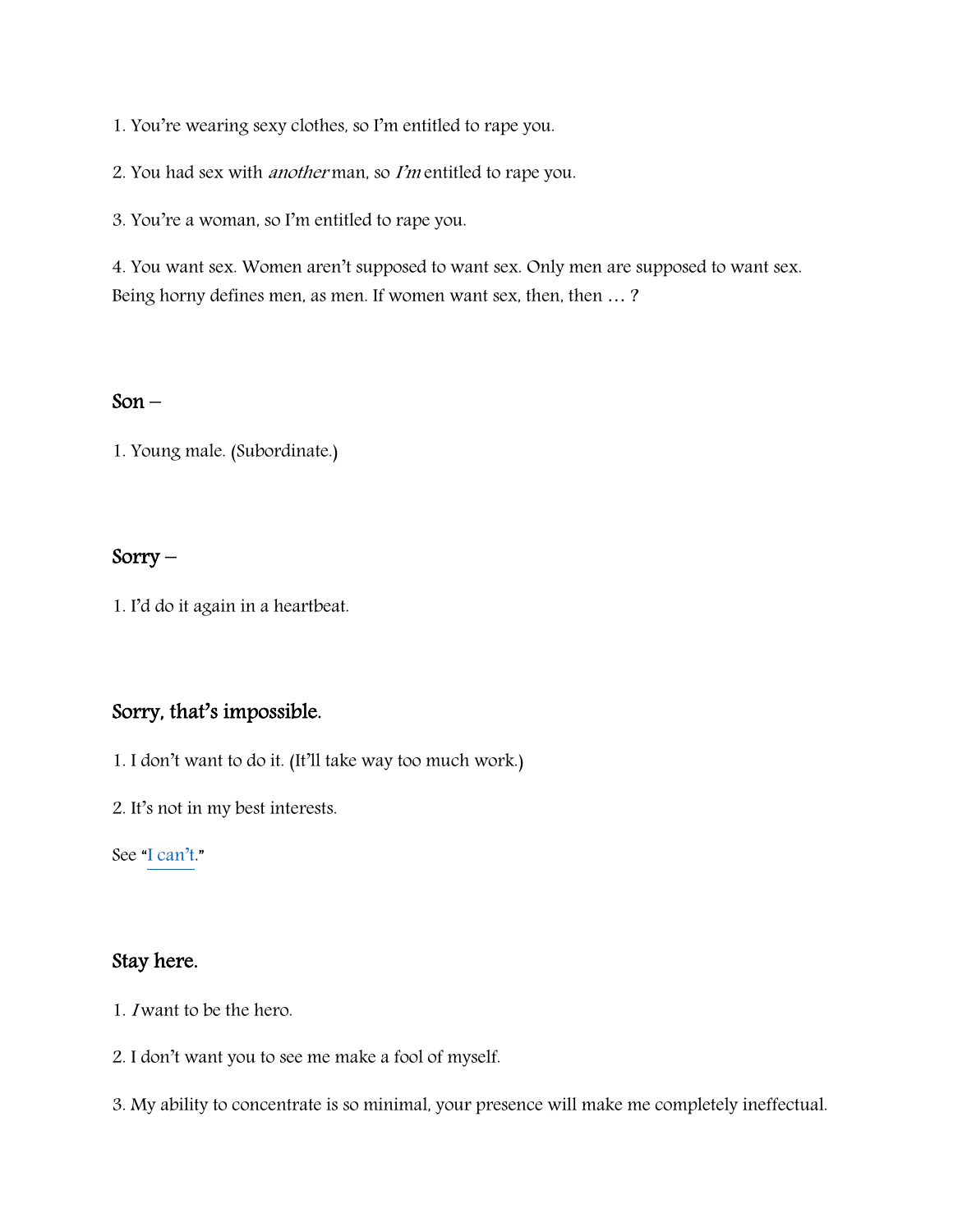1. You're wearing sexy clothes, so I'm entitled to rape you.

2. You had sex with *another* man, so *I'm* entitled to rape you.

3. You're a woman, so I'm entitled to rape you.

4. You want sex. Women aren't supposed to want sex. Only men are supposed to want sex. Being horny defines men, as men. If women want sex, then, then … ?

### Son –

1. Young male. (Subordinate.)

### Sorry –

1. I'd do it again in a heartbeat.

### Sorry, that's impossible.

1. I don't want to do it. (It'll take way too much work.)

2. It's not in my best interests.

See "I can't."

### Stay here.

1. *I* want to be the hero.

2. I don't want you to see me make a fool of myself.

3. My ability to concentrate is so minimal, your presence will make me completely ineffectual.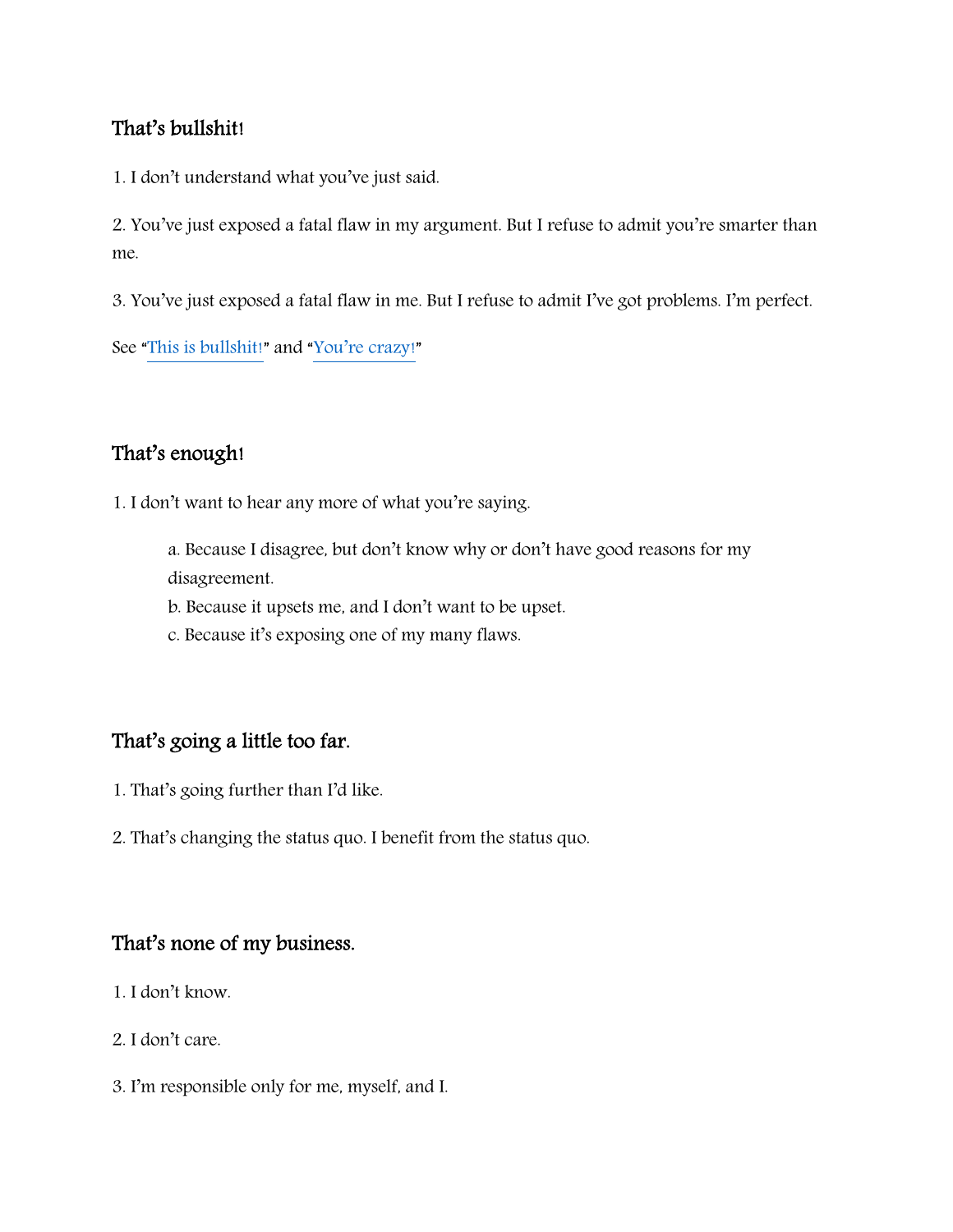## That's bullshit!

1. I don't understand what you've just said.

2. You've just exposed a fatal flaw in my argument. But I refuse to admit you're smarter than me.

3. You've just exposed a fatal flaw in me. But I refuse to admit I've got problems. I'm perfect.

See "This is bullshit!" and "You're crazy!"

## That's enough!

1. I don't want to hear any more of what you're saying.

    a. Because I disagree, but don't know why or don't have good reasons for my disagreement.
    b. Because it upsets me, and I don't want to be upset.
    c. Because it's exposing one of my many flaws.

## That's going a little too far.

1. That's going further than I'd like.

2. That's changing the status quo. I benefit from the status quo.

## That's none of my business.

1. I don't know.

2. I don't care.

3. I'm responsible only for me, myself, and I.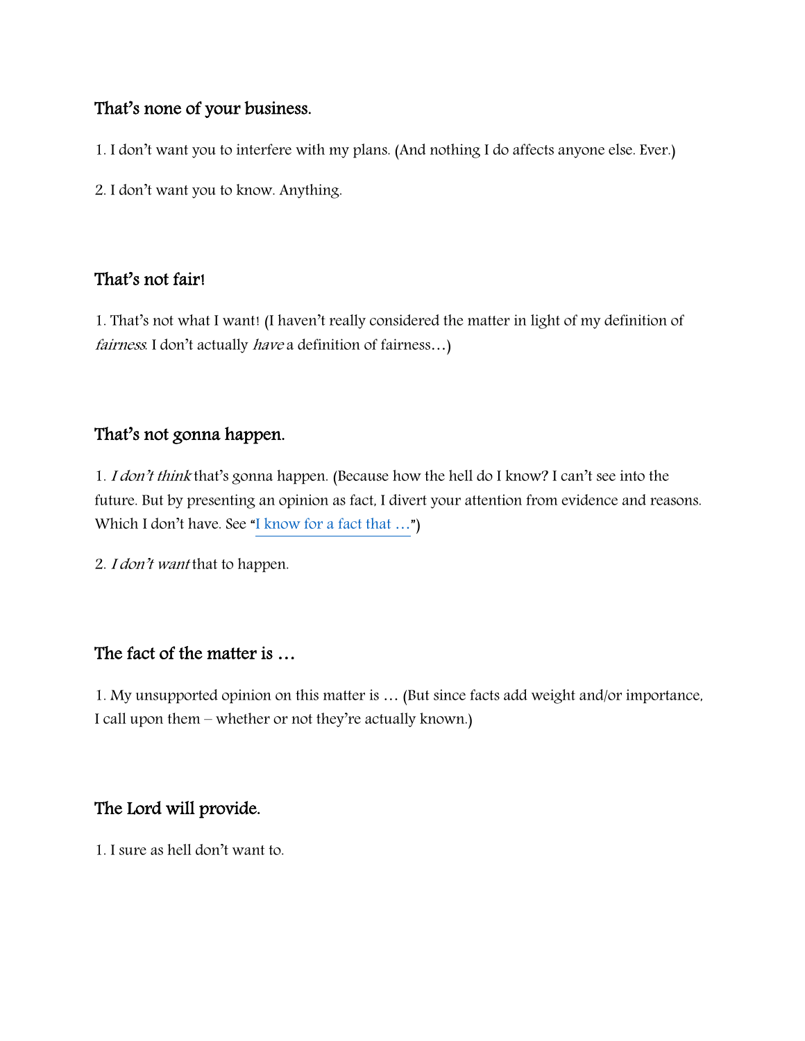### That's none of your business.

1. I don't want you to interfere with my plans. (And nothing I do affects anyone else. Ever.)

2. I don't want you to know. Anything.

### That's not fair!

1. That's not what I want! (I haven't really considered the matter in light of my definition of *fairness*. I don't actually *have* a definition of fairness…)

### That's not gonna happen.

1. *I don't think* that's gonna happen. (Because how the hell do I know? I can't see into the future. But by presenting an opinion as fact, I divert your attention from evidence and reasons. Which I don't have. See "I know for a fact that …")

2. *I don't want* that to happen.

### The fact of the matter is …

1. My unsupported opinion on this matter is … (But since facts add weight and/or importance, I call upon them – whether or not they're actually known.)

### The Lord will provide.

1. I sure as hell don't want to.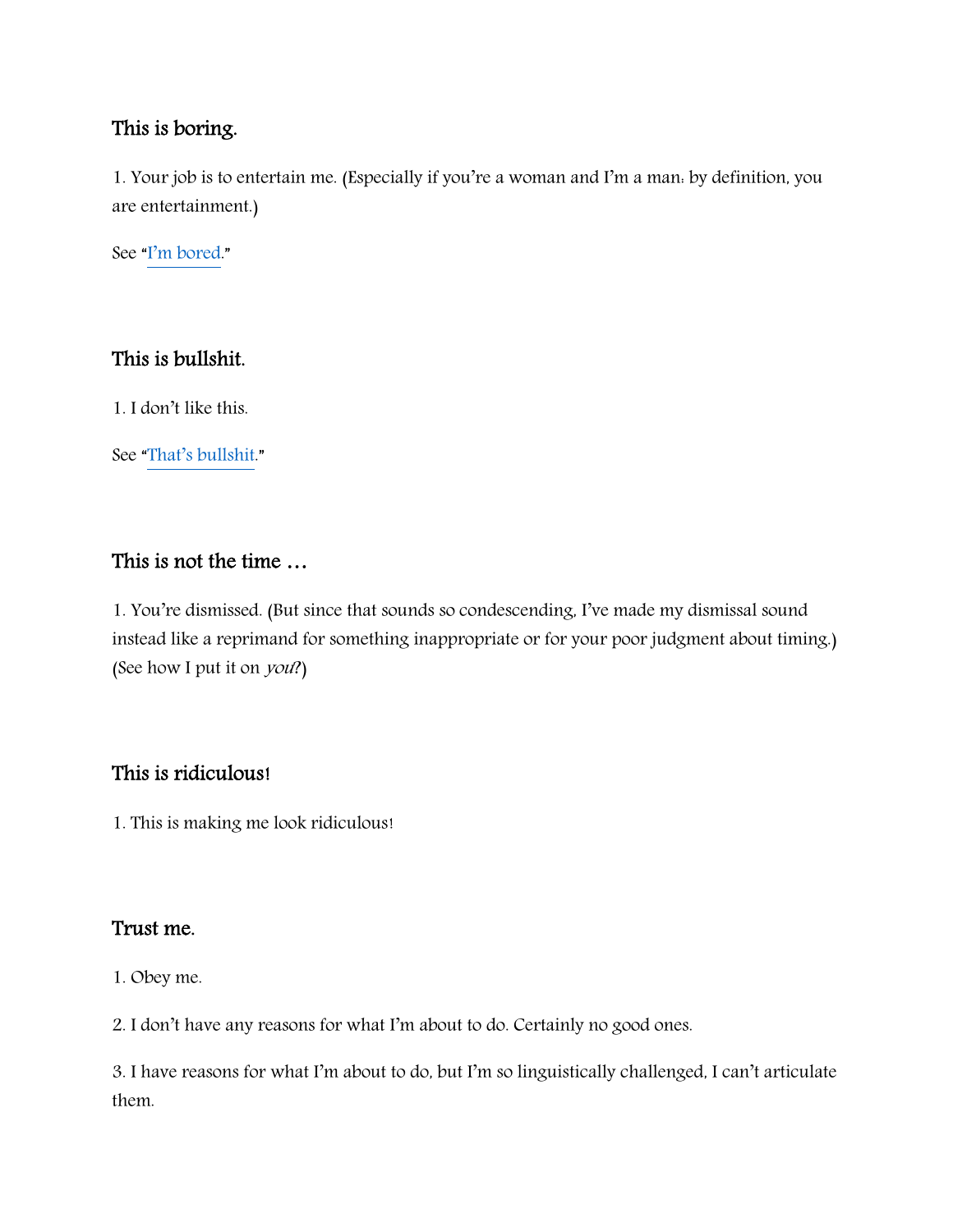### This is boring.

1. Your job is to entertain me. (Especially if you're a woman and I'm a man: by definition, you are entertainment.)

See "I'm bored."

### This is bullshit.

1. I don't like this.

See "That's bullshit."

### This is not the time …

1. You're dismissed. (But since that sounds so condescending, I've made my dismissal sound instead like a reprimand for something inappropriate or for your poor judgment about timing.) (See how I put it on *you*?)

### This is ridiculous!

1. This is making me look ridiculous!

### Trust me.

1. Obey me.

2. I don't have any reasons for what I'm about to do. Certainly no good ones.

3. I have reasons for what I'm about to do, but I'm so linguistically challenged, I can't articulate them.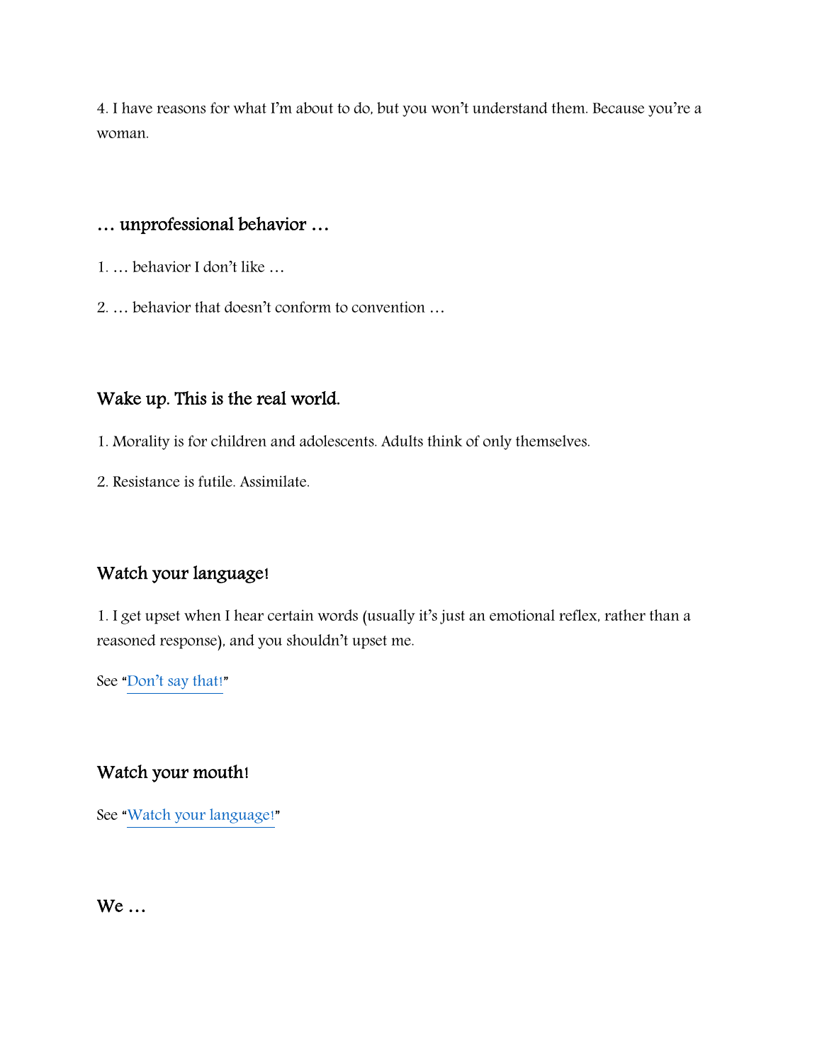4. I have reasons for what I'm about to do, but you won't understand them. Because you're a woman.

## … unprofessional behavior …

1. … behavior I don't like …

2. … behavior that doesn't conform to convention …

## Wake up. This is the real world.

1. Morality is for children and adolescents. Adults think of only themselves.

2. Resistance is futile. Assimilate.

## Watch your language!

1. I get upset when I hear certain words (usually it's just an emotional reflex, rather than a reasoned response), and you shouldn't upset me.

See "Don't say that!"

## Watch your mouth!

See "Watch your language!"

## We …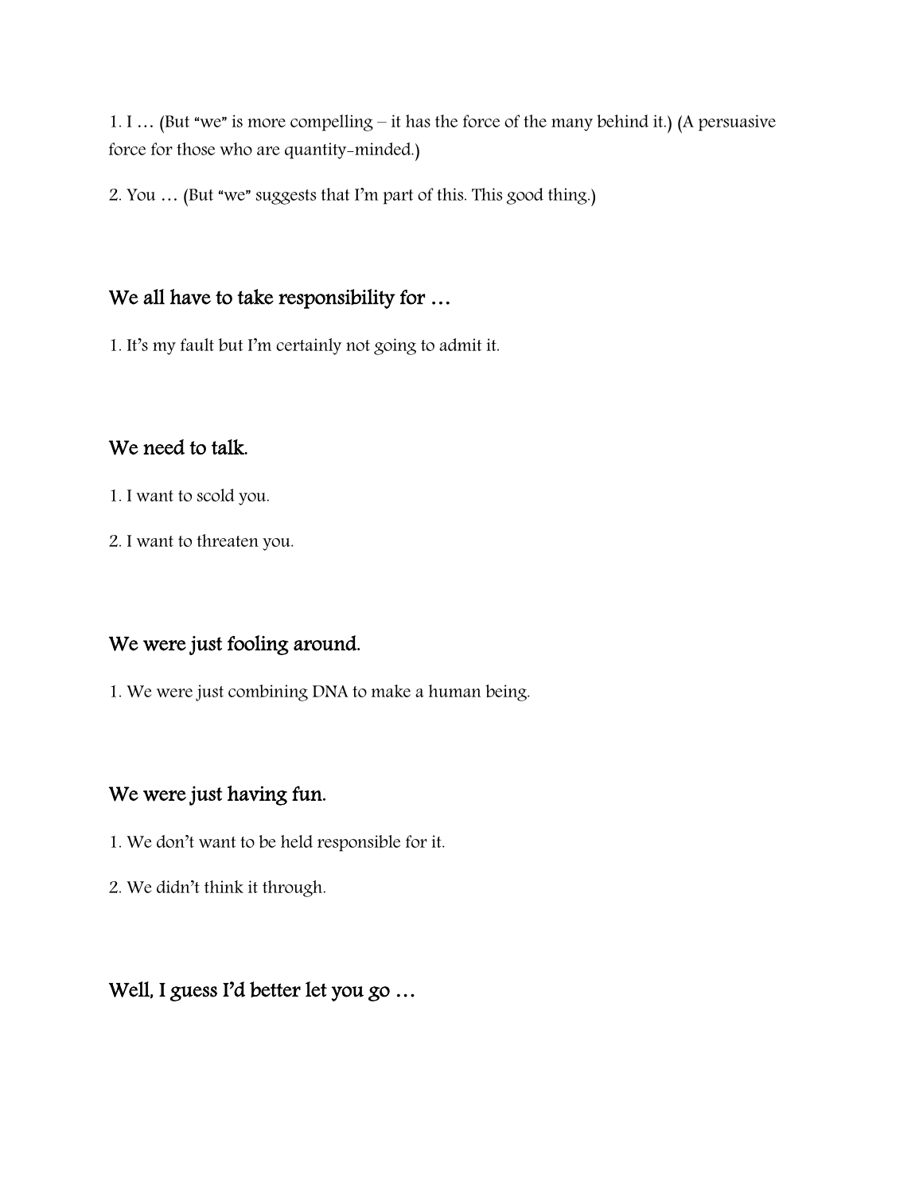1. I … (But "we" is more compelling – it has the force of the many behind it.) (A persuasive force for those who are quantity-minded.)

2. You … (But "we" suggests that I'm part of this. This good thing.)

## We all have to take responsibility for …

1. It's my fault but I'm certainly not going to admit it.

## We need to talk.

1. I want to scold you.

2. I want to threaten you.

## We were just fooling around.

1. We were just combining DNA to make a human being.

## We were just having fun.

1. We don't want to be held responsible for it.

2. We didn't think it through.

## Well, I guess I'd better let you go …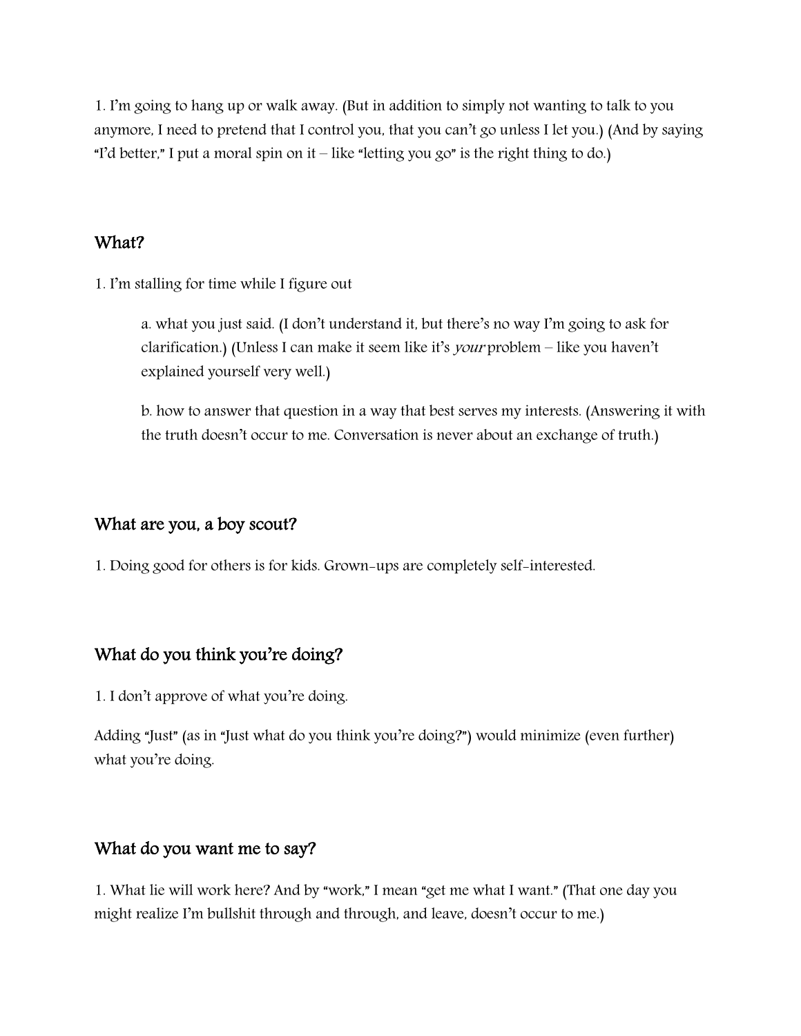1. I'm going to hang up or walk away. (But in addition to simply not wanting to talk to you anymore, I need to pretend that I control you, that you can't go unless I let you.) (And by saying "I'd better," I put a moral spin on it – like "letting you go" is the right thing to do.)

## What?

1. I'm stalling for time while I figure out

   a. what you just said. (I don't understand it, but there's no way I'm going to ask for clarification.) (Unless I can make it seem like it's *your* problem – like you haven't explained yourself very well.)

   b. how to answer that question in a way that best serves my interests. (Answering it with the truth doesn't occur to me. Conversation is never about an exchange of truth.)

## What are you, a boy scout?

1. Doing good for others is for kids. Grown-ups are completely self-interested.

## What do you think you're doing?

1. I don't approve of what you're doing.

Adding "Just" (as in "Just what do you think you're doing?") would minimize (even further) what you're doing.

## What do you want me to say?

1. What lie will work here? And by "work," I mean "get me what I want." (That one day you might realize I'm bullshit through and through, and leave, doesn't occur to me.)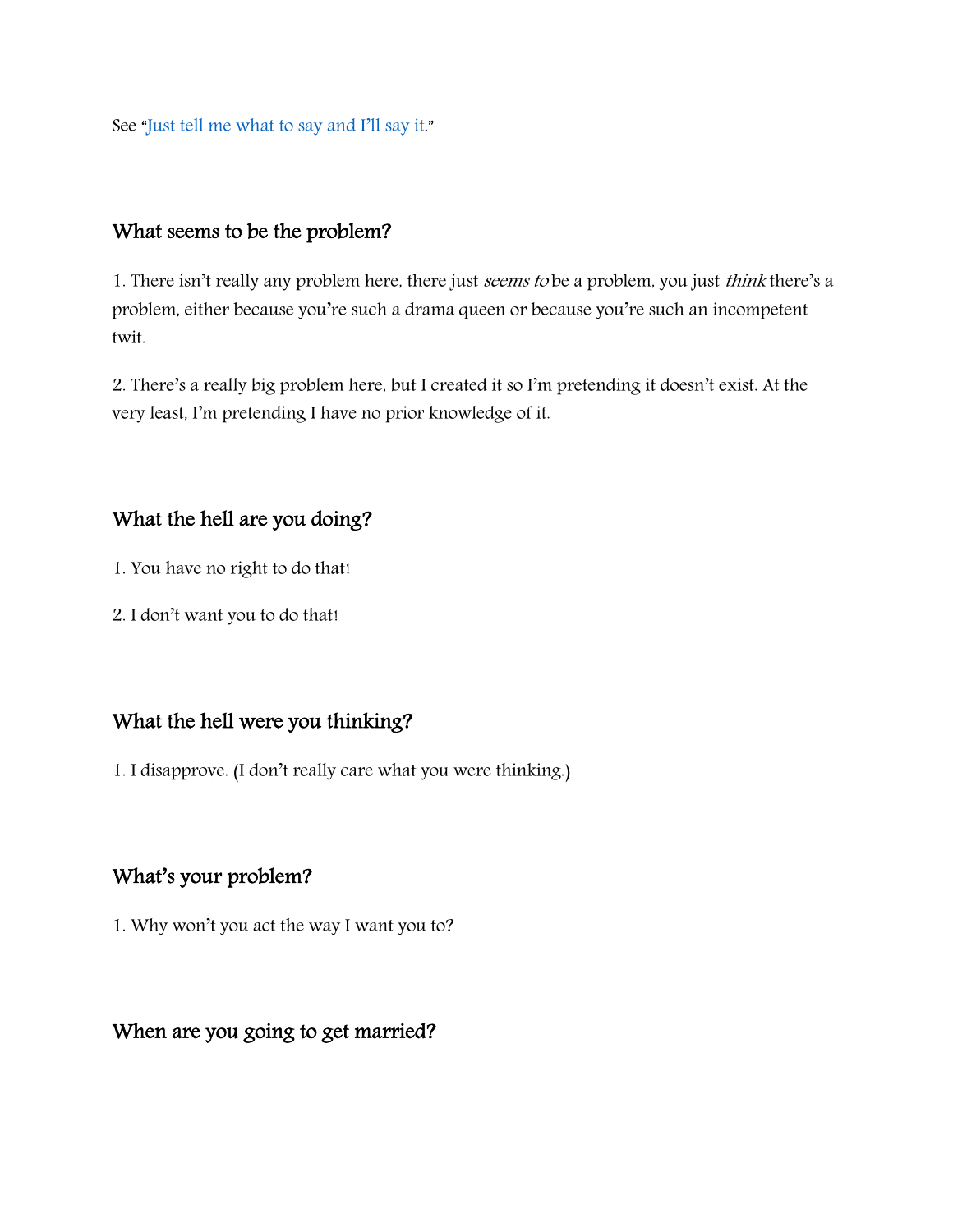See "Just tell me what to say and I'll say it."

### What seems to be the problem?

1. There isn't really any problem here, there just *seems to* be a problem, you just *think* there's a problem, either because you're such a drama queen or because you're such an incompetent twit.

2. There's a really big problem here, but I created it so I'm pretending it doesn't exist. At the very least, I'm pretending I have no prior knowledge of it.

### What the hell are you doing?

1. You have no right to do that!

2. I don't want you to do that!

### What the hell were you thinking?

1. I disapprove. (I don't really care what you were thinking.)

### What's your problem?

1. Why won't you act the way I want you to?

### When are you going to get married?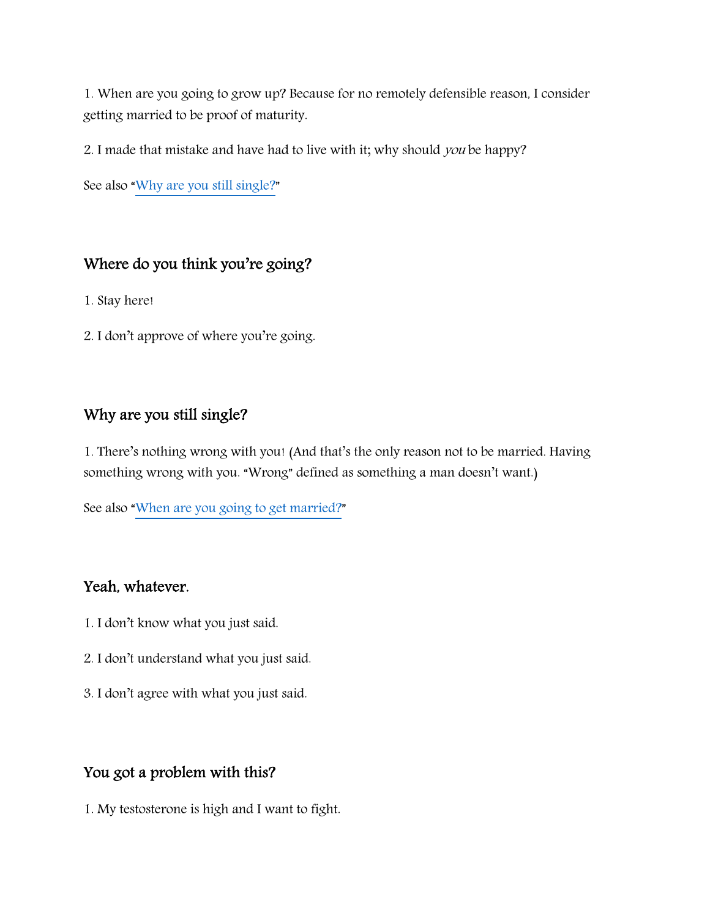1. When are you going to grow up? Because for no remotely defensible reason, I consider getting married to be proof of maturity.

2. I made that mistake and have had to live with it; why should *you* be happy?

See also "Why are you still single?"

## Where do you think you're going?

1. Stay here!

2. I don't approve of where you're going.

## Why are you still single?

1. There's nothing wrong with you! (And that's the only reason not to be married. Having something wrong with you. "Wrong" defined as something a man doesn't want.)

See also "When are you going to get married?"

## Yeah, whatever.

1. I don't know what you just said.

2. I don't understand what you just said.

3. I don't agree with what you just said.

## You got a problem with this?

1. My testosterone is high and I want to fight.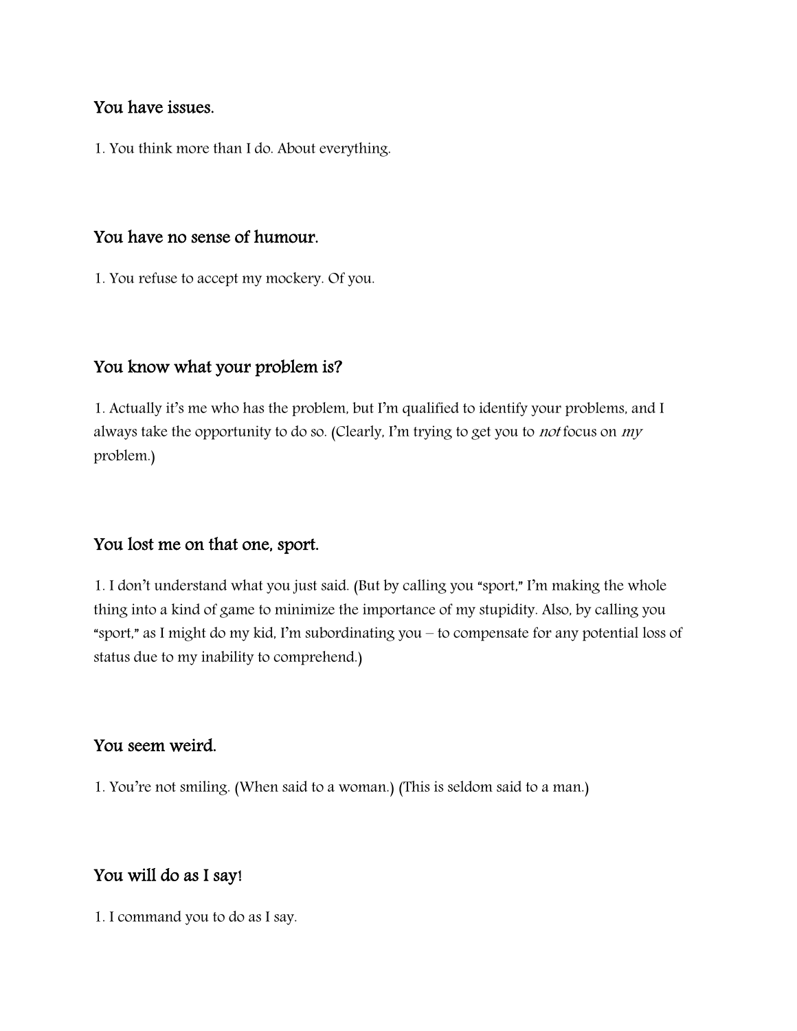### You have issues.

1. You think more than I do. About everything.

### You have no sense of humour.

1. You refuse to accept my mockery. Of you.

### You know what your problem is?

1. Actually it's me who has the problem, but I'm qualified to identify your problems, and I always take the opportunity to do so. (Clearly, I'm trying to get you to *not* focus on *my* problem.)

### You lost me on that one, sport.

1. I don't understand what you just said. (But by calling you "sport," I'm making the whole thing into a kind of game to minimize the importance of my stupidity. Also, by calling you "sport," as I might do my kid, I'm subordinating you – to compensate for any potential loss of status due to my inability to comprehend.)

### You seem weird.

1. You're not smiling. (When said to a woman.) (This is seldom said to a man.)

### You will do as I say!

1. I command you to do as I say.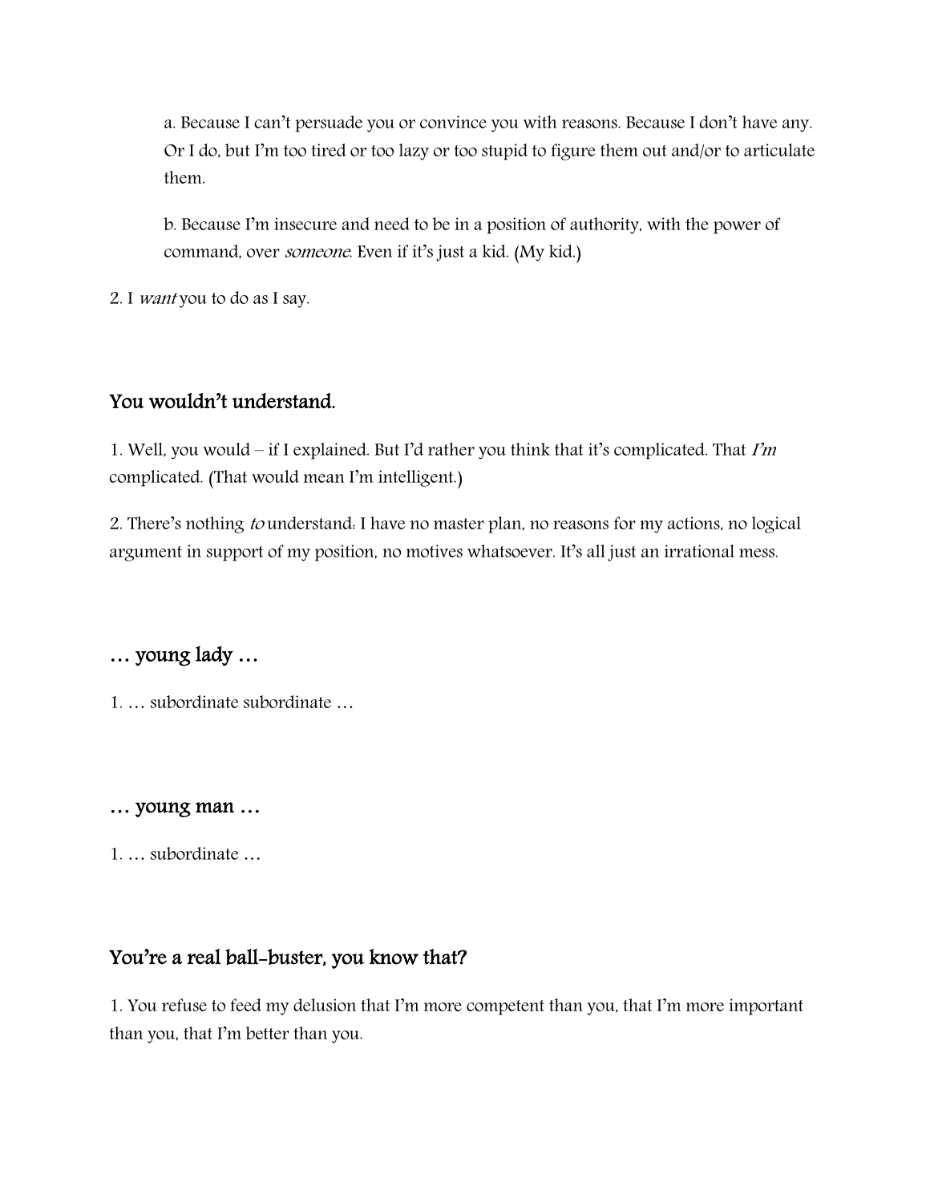a. Because I can't persuade you or convince you with reasons. Because I don't have any. Or I do, but I'm too tired or too lazy or too stupid to figure them out and/or to articulate them.

b. Because I'm insecure and need to be in a position of authority, with the power of command, over *someone*. Even if it's just a kid. (My kid.)

2. I *want* you to do as I say.

## You wouldn't understand.

1. Well, you would – if I explained. But I'd rather you think that it's complicated. That *I'm* complicated. (That would mean I'm intelligent.)

2. There's nothing *to* understand: I have no master plan, no reasons for my actions, no logical argument in support of my position, no motives whatsoever. It's all just an irrational mess.

## … young lady …

1. … subordinate subordinate …

## … young man …

1. … subordinate …

## You're a real ball-buster, you know that?

1. You refuse to feed my delusion that I'm more competent than you, that I'm more important than you, that I'm better than you.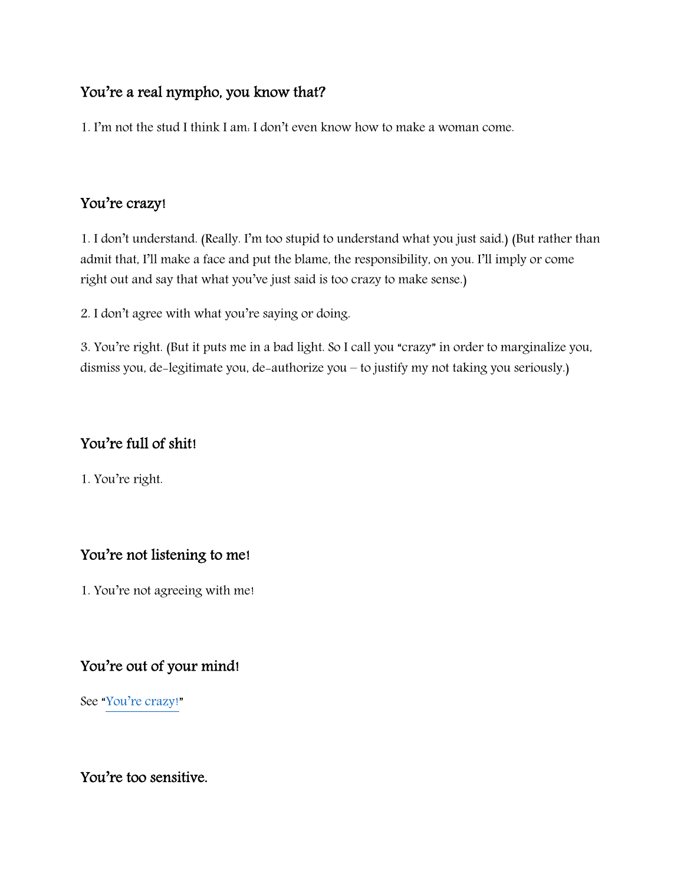### You're a real nympho, you know that?

1. I'm not the stud I think I am: I don't even know how to make a woman come.

### You're crazy!

1. I don't understand. (Really. I'm too stupid to understand what you just said.) (But rather than admit that, I'll make a face and put the blame, the responsibility, on you. I'll imply or come right out and say that what you've just said is too crazy to make sense.)

2. I don't agree with what you're saying or doing.

3. You're right. (But it puts me in a bad light. So I call you "crazy" in order to marginalize you, dismiss you, de-legitimate you, de-authorize you – to justify my not taking you seriously.)

### You're full of shit!

1. You're right.

### You're not listening to me!

1. You're not agreeing with me!

### You're out of your mind!

See "You're crazy!"

### You're too sensitive.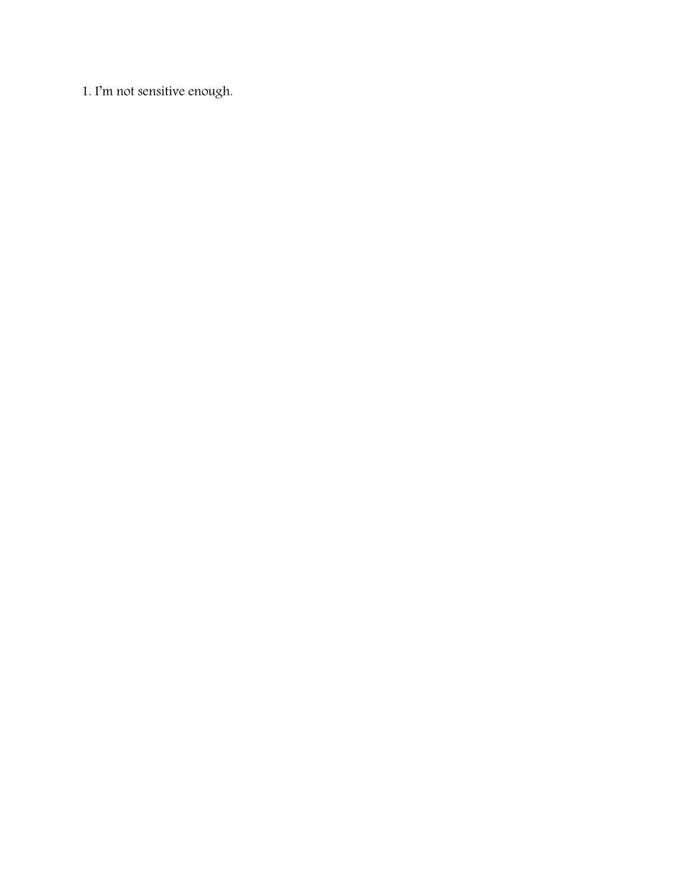1. I'm not sensitive enough.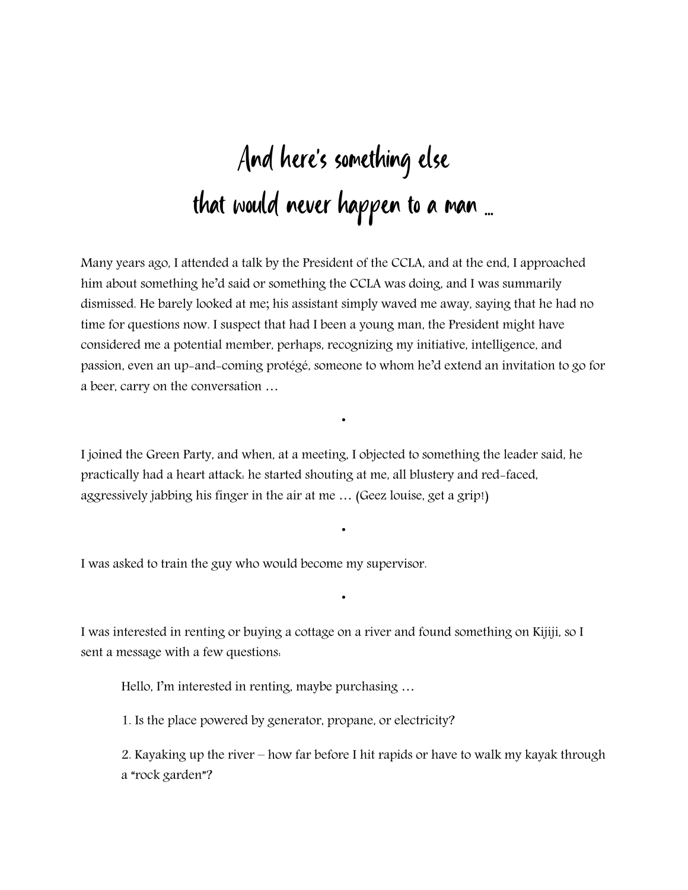# And here's something else that would never happen to a man ...

Many years ago, I attended a talk by the President of the CCLA, and at the end, I approached him about something he'd said or something the CCLA was doing, and I was summarily dismissed. He barely looked at me; his assistant simply waved me away, saying that he had no time for questions now. I suspect that had I been a young man, the President might have considered me a potential member, perhaps, recognizing my initiative, intelligence, and passion, even an up-and-coming protégé, someone to whom he'd extend an invitation to go for a beer, carry on the conversation …

•

I joined the Green Party, and when, at a meeting, I objected to something the leader said, he practically had a heart attack: he started shouting at me, all blustery and red-faced, aggressively jabbing his finger in the air at me … (Geez louise, get a grip!)

•

I was asked to train the guy who would become my supervisor.

•

I was interested in renting or buying a cottage on a river and found something on Kijiji, so I sent a message with a few questions:

> Hello, I'm interested in renting, maybe purchasing …
>
> 1. Is the place powered by generator, propane, or electricity?
>
> 2. Kayaking up the river – how far before I hit rapids or have to walk my kayak through a "rock garden"?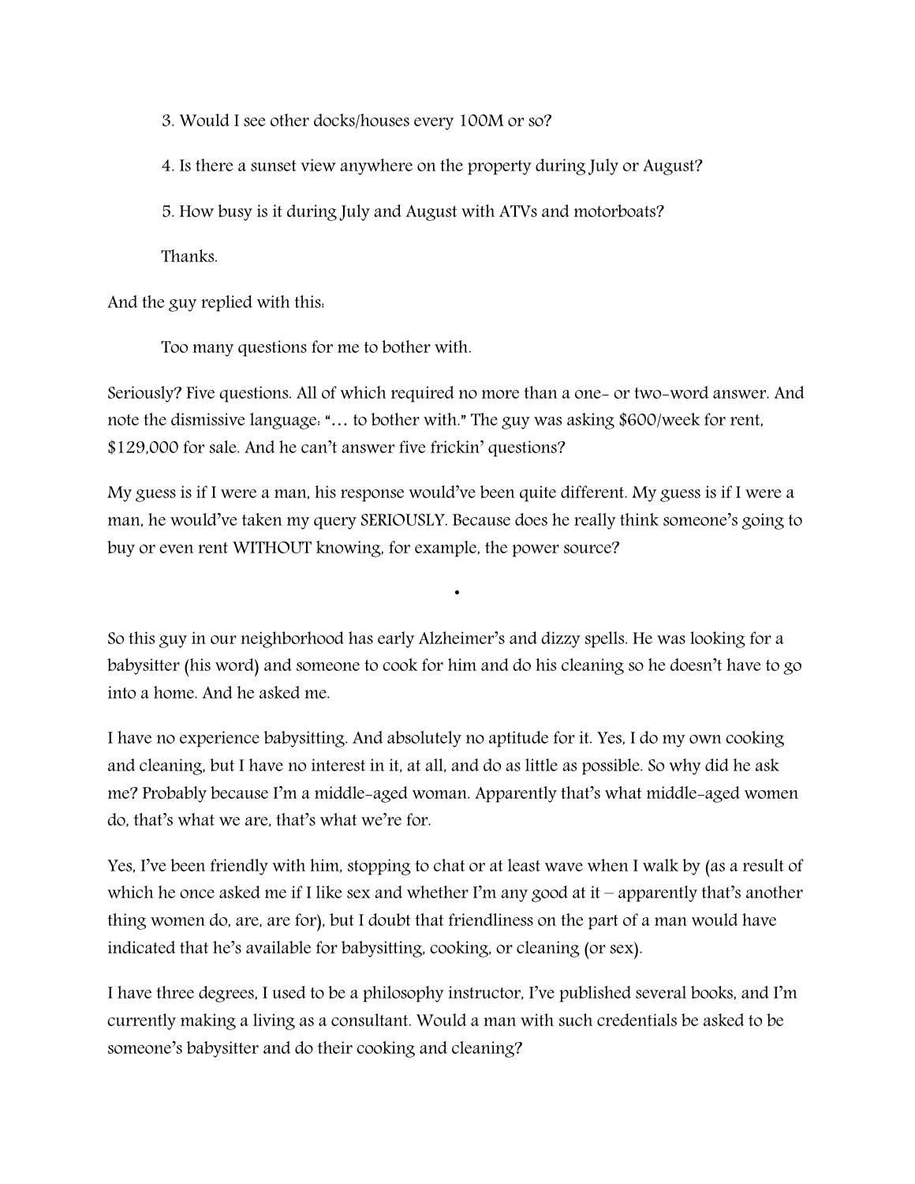> 3. Would I see other docks/houses every 100M or so?
>
> 4. Is there a sunset view anywhere on the property during July or August?
>
> 5. How busy is it during July and August with ATVs and motorboats?
>
> Thanks.

And the guy replied with this:

> Too many questions for me to bother with.

Seriously? Five questions. All of which required no more than a one- or two-word answer. And note the dismissive language: "… to bother with." The guy was asking $600/week for rent, $129,000 for sale. And he can't answer five frickin' questions?

My guess is if I were a man, his response would've been quite different. My guess is if I were a man, he would've taken my query SERIOUSLY. Because does he really think someone's going to buy or even rent WITHOUT knowing, for example, the power source?

•

So this guy in our neighborhood has early Alzheimer's and dizzy spells. He was looking for a babysitter (his word) and someone to cook for him and do his cleaning so he doesn't have to go into a home. And he asked me.

I have no experience babysitting. And absolutely no aptitude for it. Yes, I do my own cooking and cleaning, but I have no interest in it, at all, and do as little as possible. So why did he ask me? Probably because I'm a middle-aged woman. Apparently that's what middle-aged women do, that's what we are, that's what we're for.

Yes, I've been friendly with him, stopping to chat or at least wave when I walk by (as a result of which he once asked me if I like sex and whether I'm any good at it – apparently that's another thing women do, are, are for), but I doubt that friendliness on the part of a man would have indicated that he's available for babysitting, cooking, or cleaning (or sex).

I have three degrees, I used to be a philosophy instructor, I've published several books, and I'm currently making a living as a consultant. Would a man with such credentials be asked to be someone's babysitter and do their cooking and cleaning?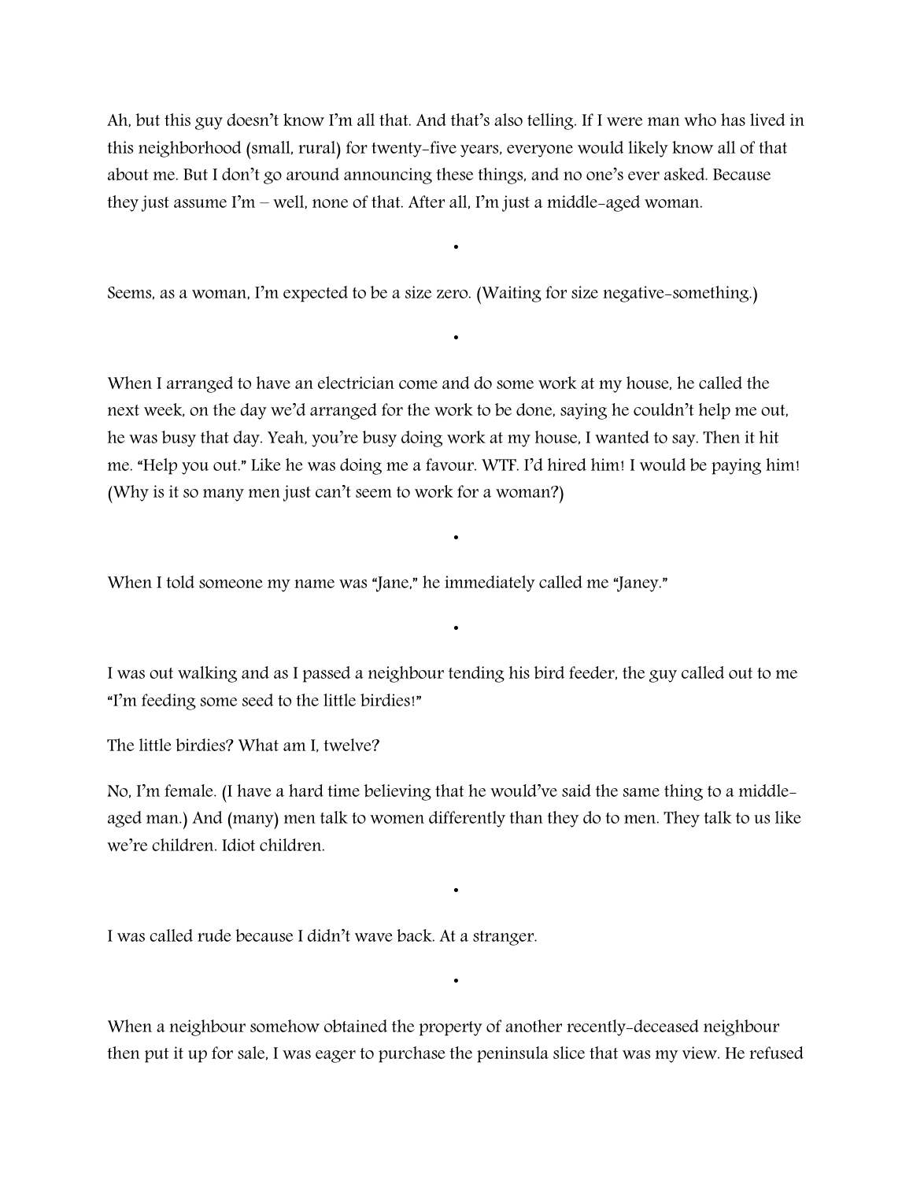Ah, but this guy doesn't know I'm all that. And that's also telling. If I were man who has lived in this neighborhood (small, rural) for twenty-five years, everyone would likely know all of that about me. But I don't go around announcing these things, and no one's ever asked. Because they just assume I'm – well, none of that. After all, I'm just a middle-aged woman.

•

Seems, as a woman, I'm expected to be a size zero. (Waiting for size negative-something.)

•

When I arranged to have an electrician come and do some work at my house, he called the next week, on the day we'd arranged for the work to be done, saying he couldn't help me out, he was busy that day. Yeah, you're busy doing work at my house, I wanted to say. Then it hit me. "Help you out." Like he was doing me a favour. WTF. I'd hired him! I would be paying him! (Why is it so many men just can't seem to work for a woman?)

•

When I told someone my name was "Jane," he immediately called me "Janey."

•

I was out walking and as I passed a neighbour tending his bird feeder, the guy called out to me "I'm feeding some seed to the little birdies!"

The little birdies? What am I, twelve?

No, I'm female. (I have a hard time believing that he would've said the same thing to a middle-aged man.) And (many) men talk to women differently than they do to men. They talk to us like we're children. Idiot children.

•

I was called rude because I didn't wave back. At a stranger.

•

When a neighbour somehow obtained the property of another recently-deceased neighbour then put it up for sale, I was eager to purchase the peninsula slice that was my view. He refused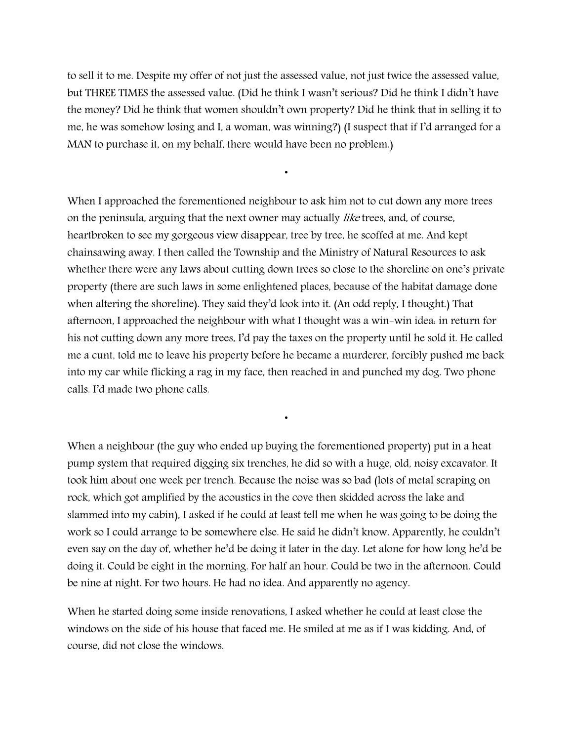to sell it to me. Despite my offer of not just the assessed value, not just twice the assessed value, but THREE TIMES the assessed value. (Did he think I wasn't serious? Did he think I didn't have the money? Did he think that women shouldn't own property? Did he think that in selling it to me, he was somehow losing and I, a woman, was winning?) (I suspect that if I'd arranged for a MAN to purchase it, on my behalf, there would have been no problem.)

•

When I approached the forementioned neighbour to ask him not to cut down any more trees on the peninsula, arguing that the next owner may actually *like* trees, and, of course, heartbroken to see my gorgeous view disappear, tree by tree, he scoffed at me. And kept chainsawing away. I then called the Township and the Ministry of Natural Resources to ask whether there were any laws about cutting down trees so close to the shoreline on one's private property (there are such laws in some enlightened places, because of the habitat damage done when altering the shoreline). They said they'd look into it. (An odd reply, I thought.) That afternoon, I approached the neighbour with what I thought was a win-win idea: in return for his not cutting down any more trees, I'd pay the taxes on the property until he sold it. He called me a cunt, told me to leave his property before he became a murderer, forcibly pushed me back into my car while flicking a rag in my face, then reached in and punched my dog. Two phone calls. I'd made two phone calls.

•

When a neighbour (the guy who ended up buying the forementioned property) put in a heat pump system that required digging six trenches, he did so with a huge, old, noisy excavator. It took him about one week per trench. Because the noise was so bad (lots of metal scraping on rock, which got amplified by the acoustics in the cove then skidded across the lake and slammed into my cabin), I asked if he could at least tell me when he was going to be doing the work so I could arrange to be somewhere else. He said he didn't know. Apparently, he couldn't even say on the day of, whether he'd be doing it later in the day. Let alone for how long he'd be doing it. Could be eight in the morning. For half an hour. Could be two in the afternoon. Could be nine at night. For two hours. He had no idea. And apparently no agency.

When he started doing some inside renovations, I asked whether he could at least close the windows on the side of his house that faced me. He smiled at me as if I was kidding. And, of course, did not close the windows.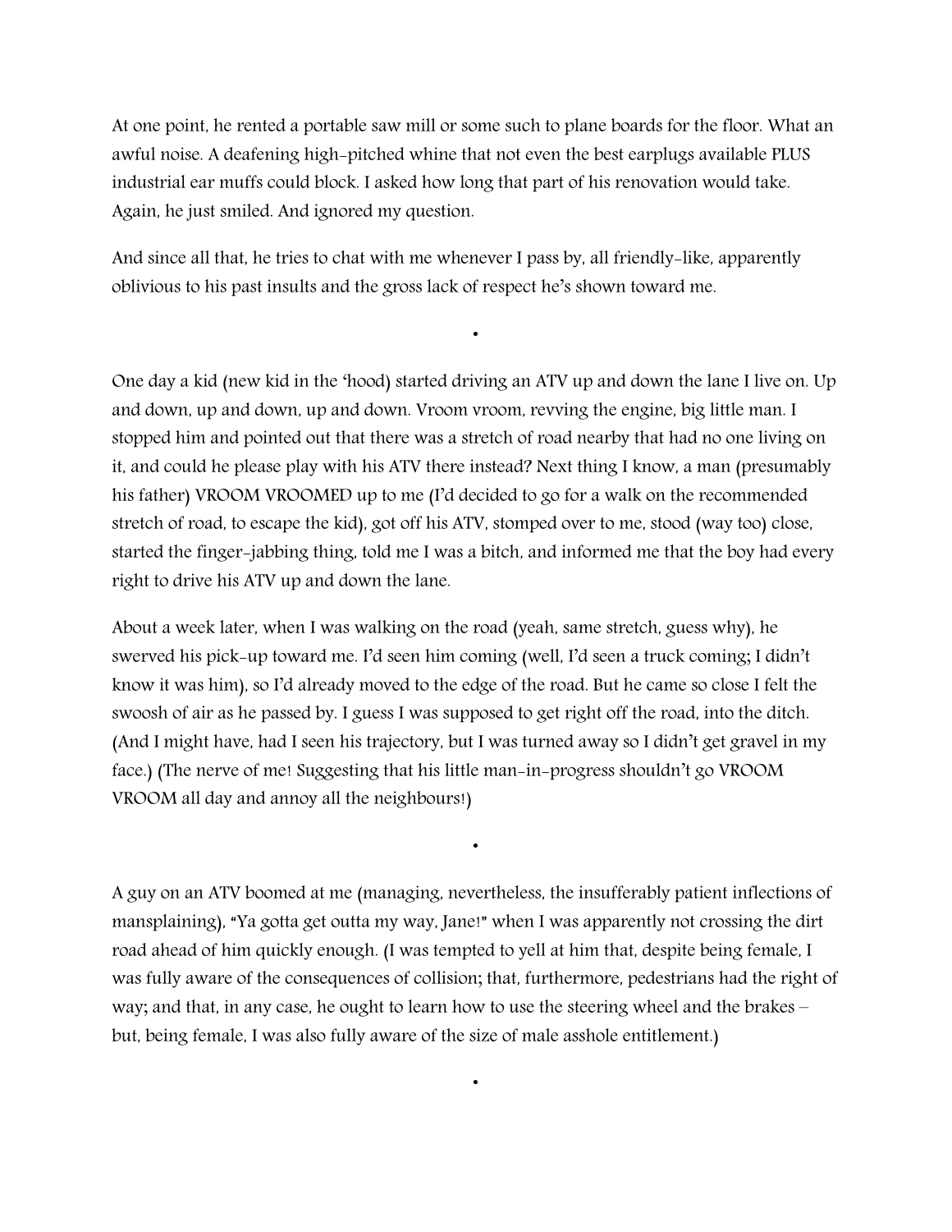At one point, he rented a portable saw mill or some such to plane boards for the floor. What an awful noise. A deafening high-pitched whine that not even the best earplugs available PLUS industrial ear muffs could block. I asked how long that part of his renovation would take. Again, he just smiled. And ignored my question.

And since all that, he tries to chat with me whenever I pass by, all friendly-like, apparently oblivious to his past insults and the gross lack of respect he's shown toward me.

•

One day a kid (new kid in the 'hood) started driving an ATV up and down the lane I live on. Up and down, up and down, up and down. Vroom vroom, revving the engine, big little man. I stopped him and pointed out that there was a stretch of road nearby that had no one living on it, and could he please play with his ATV there instead? Next thing I know, a man (presumably his father) VROOM VROOMED up to me (I'd decided to go for a walk on the recommended stretch of road, to escape the kid), got off his ATV, stomped over to me, stood (way too) close, started the finger-jabbing thing, told me I was a bitch, and informed me that the boy had every right to drive his ATV up and down the lane.

About a week later, when I was walking on the road (yeah, same stretch, guess why), he swerved his pick-up toward me. I'd seen him coming (well, I'd seen a truck coming; I didn't know it was him), so I'd already moved to the edge of the road. But he came so close I felt the swoosh of air as he passed by. I guess I was supposed to get right off the road, into the ditch. (And I might have, had I seen his trajectory, but I was turned away so I didn't get gravel in my face.) (The nerve of me! Suggesting that his little man-in-progress shouldn't go VROOM VROOM all day and annoy all the neighbours!)

•

A guy on an ATV boomed at me (managing, nevertheless, the insufferably patient inflections of mansplaining), "Ya gotta get outta my way, Jane!" when I was apparently not crossing the dirt road ahead of him quickly enough. (I was tempted to yell at him that, despite being female, I was fully aware of the consequences of collision; that, furthermore, pedestrians had the right of way; and that, in any case, he ought to learn how to use the steering wheel and the brakes – but, being female, I was also fully aware of the size of male asshole entitlement.)

•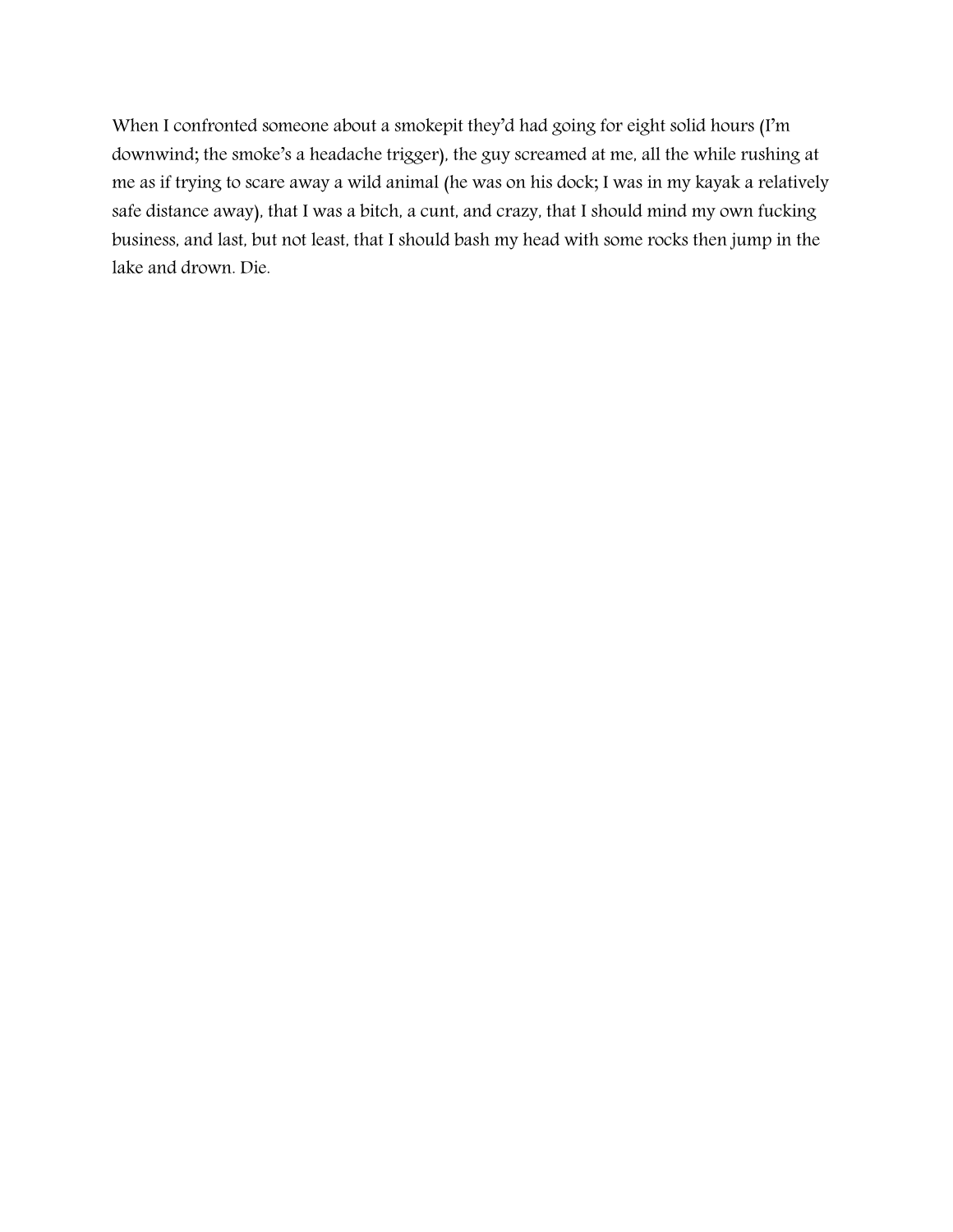When I confronted someone about a smokepit they'd had going for eight solid hours (I'm downwind; the smoke's a headache trigger), the guy screamed at me, all the while rushing at me as if trying to scare away a wild animal (he was on his dock; I was in my kayak a relatively safe distance away), that I was a bitch, a cunt, and crazy, that I should mind my own fucking business, and last, but not least, that I should bash my head with some rocks then jump in the lake and drown. Die.